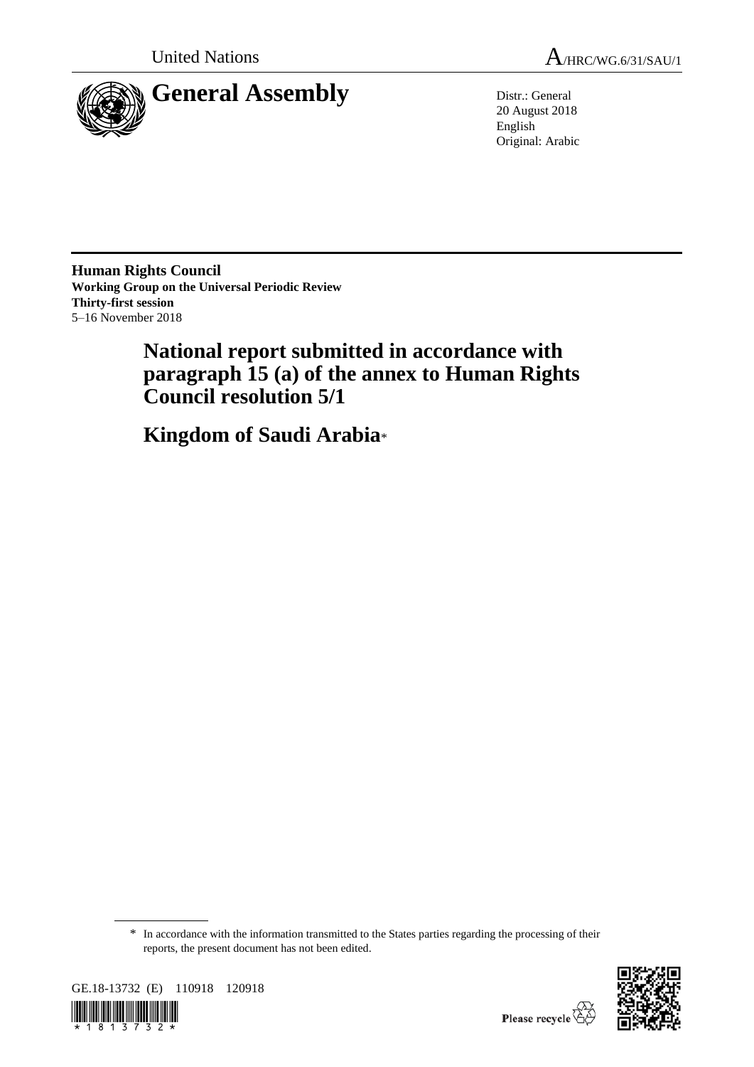United Nations A/HRC/WG.6/31/SAU/1

# General Assembly

Distr.: General
20 August 2018
English
Original: Arabic

**Human Rights Council**
**Working Group on the Universal Periodic Review**
**Thirty-first session**
5–16 November 2018

# National report submitted in accordance with paragraph 15 (a) of the annex to Human Rights Council resolution 5/1

# Kingdom of Saudi Arabia*

\* In accordance with the information transmitted to the States parties regarding the processing of their reports, the present document has not been edited.

GE.18-13732 (E) 110918 120918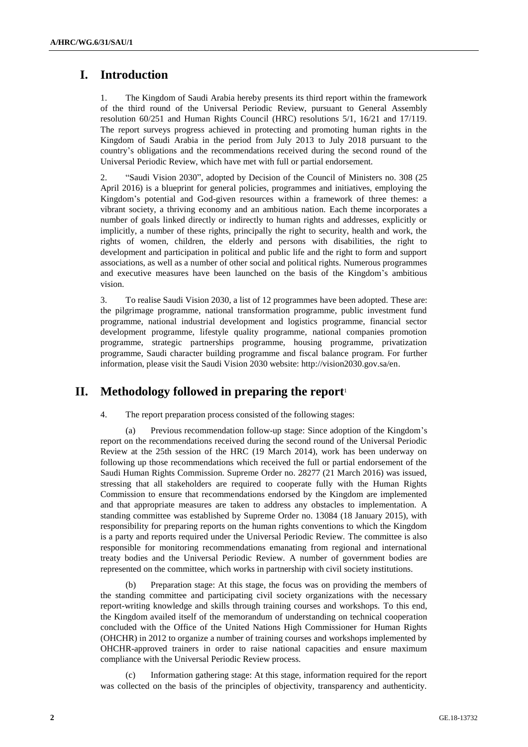# I. Introduction

1. The Kingdom of Saudi Arabia hereby presents its third report within the framework of the third round of the Universal Periodic Review, pursuant to General Assembly resolution 60/251 and Human Rights Council (HRC) resolutions 5/1, 16/21 and 17/119. The report surveys progress achieved in protecting and promoting human rights in the Kingdom of Saudi Arabia in the period from July 2013 to July 2018 pursuant to the country's obligations and the recommendations received during the second round of the Universal Periodic Review, which have met with full or partial endorsement.

2. "Saudi Vision 2030", adopted by Decision of the Council of Ministers no. 308 (25 April 2016) is a blueprint for general policies, programmes and initiatives, employing the Kingdom's potential and God-given resources within a framework of three themes: a vibrant society, a thriving economy and an ambitious nation. Each theme incorporates a number of goals linked directly or indirectly to human rights and addresses, explicitly or implicitly, a number of these rights, principally the right to security, health and work, the rights of women, children, the elderly and persons with disabilities, the right to development and participation in political and public life and the right to form and support associations, as well as a number of other social and political rights. Numerous programmes and executive measures have been launched on the basis of the Kingdom's ambitious vision.

3. To realise Saudi Vision 2030, a list of 12 programmes have been adopted. These are: the pilgrimage programme, national transformation programme, public investment fund programme, national industrial development and logistics programme, financial sector development programme, lifestyle quality programme, national companies promotion programme, strategic partnerships programme, housing programme, privatization programme, Saudi character building programme and fiscal balance program. For further information, please visit the Saudi Vision 2030 website: http://vision2030.gov.sa/en.

# II. Methodology followed in preparing the report[1]

4. The report preparation process consisted of the following stages:

(a) Previous recommendation follow-up stage: Since adoption of the Kingdom's report on the recommendations received during the second round of the Universal Periodic Review at the 25th session of the HRC (19 March 2014), work has been underway on following up those recommendations which received the full or partial endorsement of the Saudi Human Rights Commission. Supreme Order no. 28277 (21 March 2016) was issued, stressing that all stakeholders are required to cooperate fully with the Human Rights Commission to ensure that recommendations endorsed by the Kingdom are implemented and that appropriate measures are taken to address any obstacles to implementation. A standing committee was established by Supreme Order no. 13084 (18 January 2015), with responsibility for preparing reports on the human rights conventions to which the Kingdom is a party and reports required under the Universal Periodic Review. The committee is also responsible for monitoring recommendations emanating from regional and international treaty bodies and the Universal Periodic Review. A number of government bodies are represented on the committee, which works in partnership with civil society institutions.

(b) Preparation stage: At this stage, the focus was on providing the members of the standing committee and participating civil society organizations with the necessary report-writing knowledge and skills through training courses and workshops. To this end, the Kingdom availed itself of the memorandum of understanding on technical cooperation concluded with the Office of the United Nations High Commissioner for Human Rights (OHCHR) in 2012 to organize a number of training courses and workshops implemented by OHCHR-approved trainers in order to raise national capacities and ensure maximum compliance with the Universal Periodic Review process.

(c) Information gathering stage: At this stage, information required for the report was collected on the basis of the principles of objectivity, transparency and authenticity.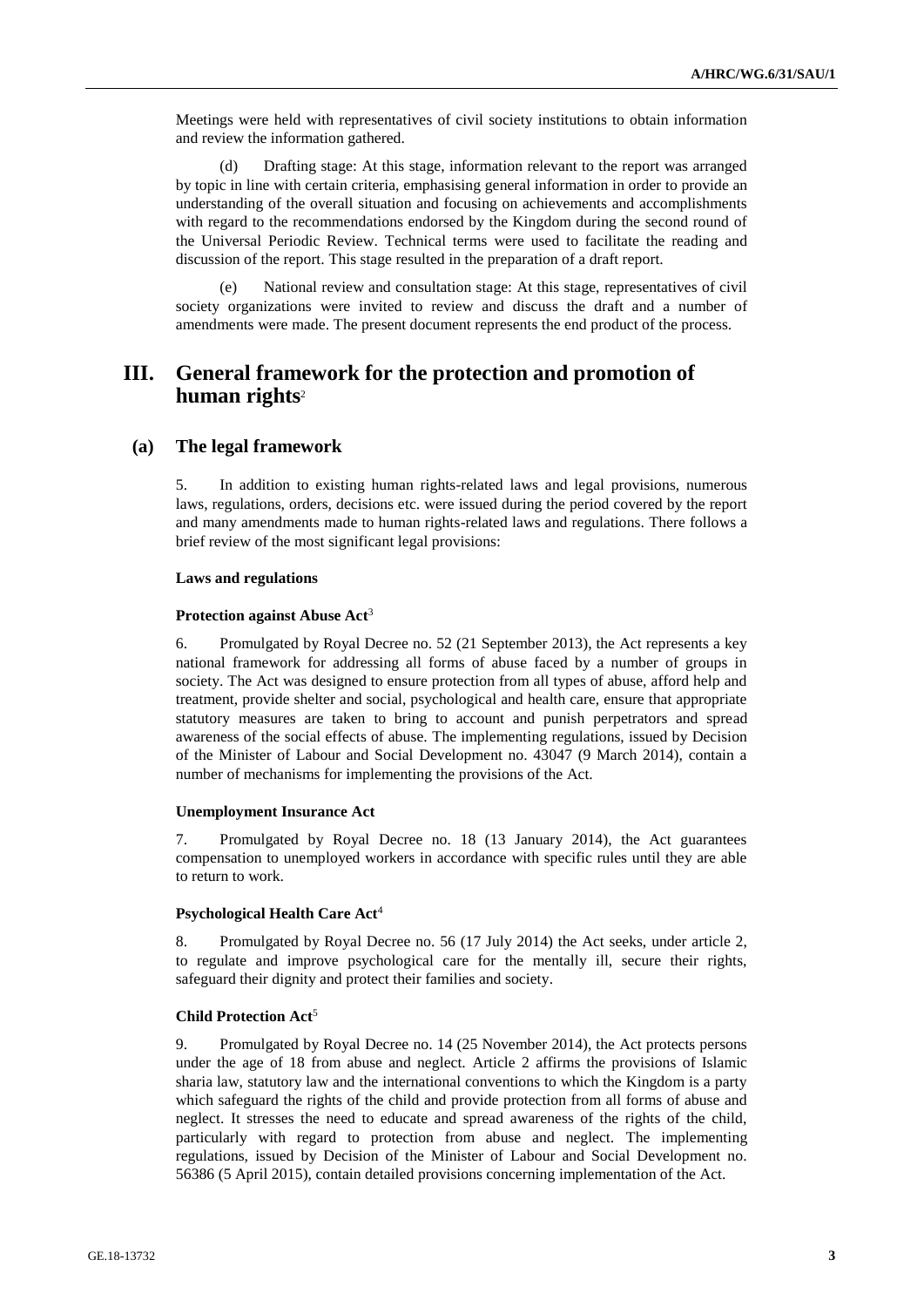Meetings were held with representatives of civil society institutions to obtain information and review the information gathered.

(d) Drafting stage: At this stage, information relevant to the report was arranged by topic in line with certain criteria, emphasising general information in order to provide an understanding of the overall situation and focusing on achievements and accomplishments with regard to the recommendations endorsed by the Kingdom during the second round of the Universal Periodic Review. Technical terms were used to facilitate the reading and discussion of the report. This stage resulted in the preparation of a draft report.

(e) National review and consultation stage: At this stage, representatives of civil society organizations were invited to review and discuss the draft and a number of amendments were made. The present document represents the end product of the process.

# III. General framework for the protection and promotion of human rights[2]

## (a) The legal framework

5. In addition to existing human rights-related laws and legal provisions, numerous laws, regulations, orders, decisions etc. were issued during the period covered by the report and many amendments made to human rights-related laws and regulations. There follows a brief review of the most significant legal provisions:

**Laws and regulations**

**Protection against Abuse Act**[3]

6. Promulgated by Royal Decree no. 52 (21 September 2013), the Act represents a key national framework for addressing all forms of abuse faced by a number of groups in society. The Act was designed to ensure protection from all types of abuse, afford help and treatment, provide shelter and social, psychological and health care, ensure that appropriate statutory measures are taken to bring to account and punish perpetrators and spread awareness of the social effects of abuse. The implementing regulations, issued by Decision of the Minister of Labour and Social Development no. 43047 (9 March 2014), contain a number of mechanisms for implementing the provisions of the Act.

**Unemployment Insurance Act**

7. Promulgated by Royal Decree no. 18 (13 January 2014), the Act guarantees compensation to unemployed workers in accordance with specific rules until they are able to return to work.

**Psychological Health Care Act**[4]

8. Promulgated by Royal Decree no. 56 (17 July 2014) the Act seeks, under article 2, to regulate and improve psychological care for the mentally ill, secure their rights, safeguard their dignity and protect their families and society.

**Child Protection Act**[5]

9. Promulgated by Royal Decree no. 14 (25 November 2014), the Act protects persons under the age of 18 from abuse and neglect. Article 2 affirms the provisions of Islamic sharia law, statutory law and the international conventions to which the Kingdom is a party which safeguard the rights of the child and provide protection from all forms of abuse and neglect. It stresses the need to educate and spread awareness of the rights of the child, particularly with regard to protection from abuse and neglect. The implementing regulations, issued by Decision of the Minister of Labour and Social Development no. 56386 (5 April 2015), contain detailed provisions concerning implementation of the Act.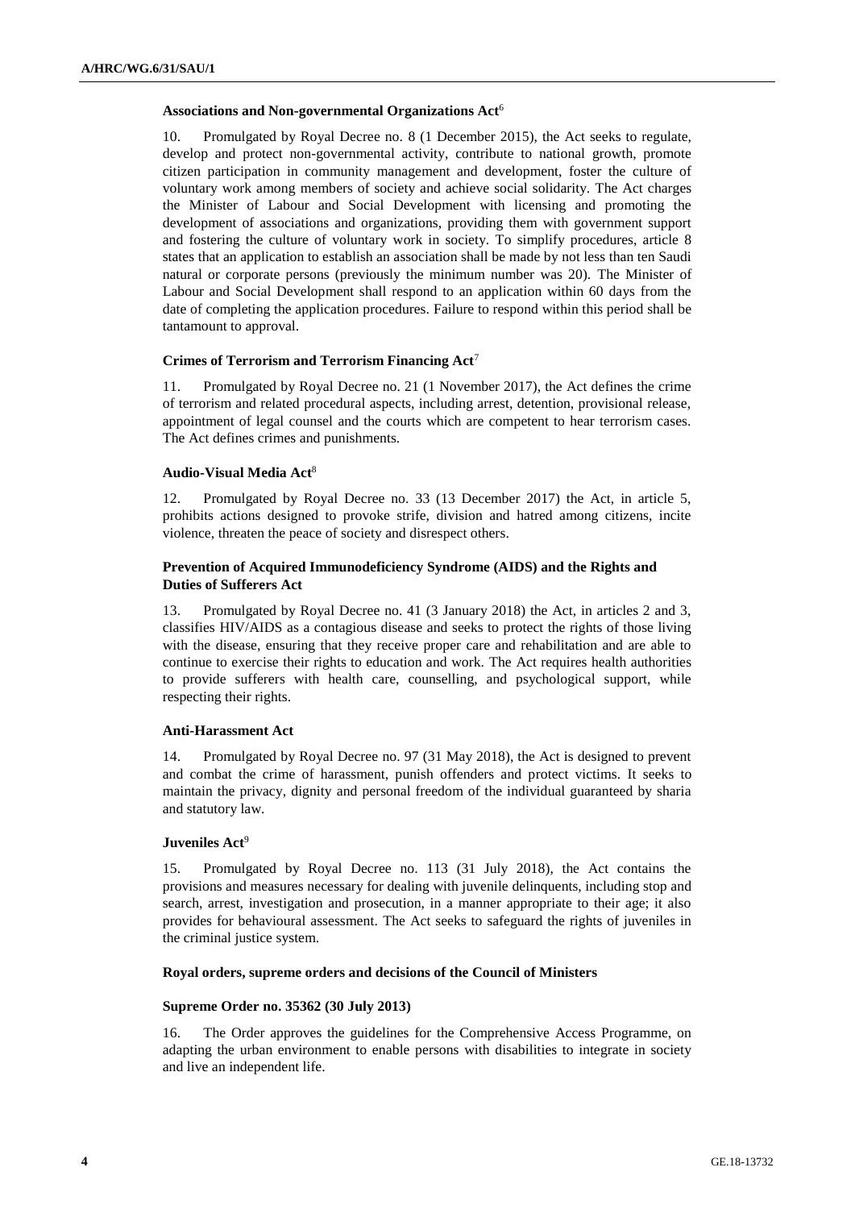**Associations and Non-governmental Organizations Act**[6]

10. Promulgated by Royal Decree no. 8 (1 December 2015), the Act seeks to regulate, develop and protect non-governmental activity, contribute to national growth, promote citizen participation in community management and development, foster the culture of voluntary work among members of society and achieve social solidarity. The Act charges the Minister of Labour and Social Development with licensing and promoting the development of associations and organizations, providing them with government support and fostering the culture of voluntary work in society. To simplify procedures, article 8 states that an application to establish an association shall be made by not less than ten Saudi natural or corporate persons (previously the minimum number was 20). The Minister of Labour and Social Development shall respond to an application within 60 days from the date of completing the application procedures. Failure to respond within this period shall be tantamount to approval.

**Crimes of Terrorism and Terrorism Financing Act**[7]

11. Promulgated by Royal Decree no. 21 (1 November 2017), the Act defines the crime of terrorism and related procedural aspects, including arrest, detention, provisional release, appointment of legal counsel and the courts which are competent to hear terrorism cases. The Act defines crimes and punishments.

**Audio-Visual Media Act**[8]

12. Promulgated by Royal Decree no. 33 (13 December 2017) the Act, in article 5, prohibits actions designed to provoke strife, division and hatred among citizens, incite violence, threaten the peace of society and disrespect others.

**Prevention of Acquired Immunodeficiency Syndrome (AIDS) and the Rights and Duties of Sufferers Act**

13. Promulgated by Royal Decree no. 41 (3 January 2018) the Act, in articles 2 and 3, classifies HIV/AIDS as a contagious disease and seeks to protect the rights of those living with the disease, ensuring that they receive proper care and rehabilitation and are able to continue to exercise their rights to education and work. The Act requires health authorities to provide sufferers with health care, counselling, and psychological support, while respecting their rights.

**Anti-Harassment Act**

14. Promulgated by Royal Decree no. 97 (31 May 2018), the Act is designed to prevent and combat the crime of harassment, punish offenders and protect victims. It seeks to maintain the privacy, dignity and personal freedom of the individual guaranteed by sharia and statutory law.

**Juveniles Act**[9]

15. Promulgated by Royal Decree no. 113 (31 July 2018), the Act contains the provisions and measures necessary for dealing with juvenile delinquents, including stop and search, arrest, investigation and prosecution, in a manner appropriate to their age; it also provides for behavioural assessment. The Act seeks to safeguard the rights of juveniles in the criminal justice system.

**Royal orders, supreme orders and decisions of the Council of Ministers**

**Supreme Order no. 35362 (30 July 2013)**

16. The Order approves the guidelines for the Comprehensive Access Programme, on adapting the urban environment to enable persons with disabilities to integrate in society and live an independent life.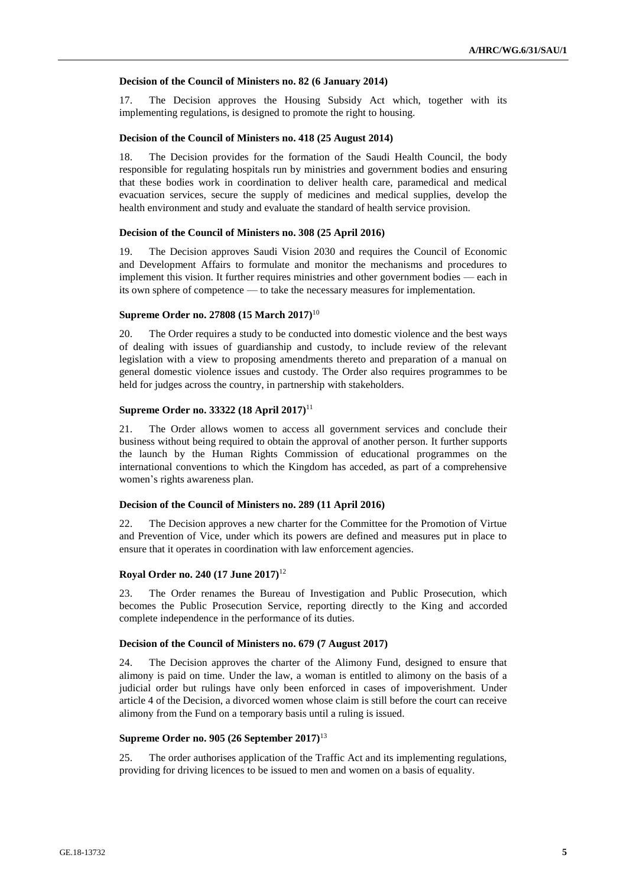**Decision of the Council of Ministers no. 82 (6 January 2014)**

17. The Decision approves the Housing Subsidy Act which, together with its implementing regulations, is designed to promote the right to housing.

**Decision of the Council of Ministers no. 418 (25 August 2014)**

18. The Decision provides for the formation of the Saudi Health Council, the body responsible for regulating hospitals run by ministries and government bodies and ensuring that these bodies work in coordination to deliver health care, paramedical and medical evacuation services, secure the supply of medicines and medical supplies, develop the health environment and study and evaluate the standard of health service provision.

**Decision of the Council of Ministers no. 308 (25 April 2016)**

19. The Decision approves Saudi Vision 2030 and requires the Council of Economic and Development Affairs to formulate and monitor the mechanisms and procedures to implement this vision. It further requires ministries and other government bodies — each in its own sphere of competence — to take the necessary measures for implementation.

**Supreme Order no. 27808 (15 March 2017)**[10]

20. The Order requires a study to be conducted into domestic violence and the best ways of dealing with issues of guardianship and custody, to include review of the relevant legislation with a view to proposing amendments thereto and preparation of a manual on general domestic violence issues and custody. The Order also requires programmes to be held for judges across the country, in partnership with stakeholders.

**Supreme Order no. 33322 (18 April 2017)**[11]

21. The Order allows women to access all government services and conclude their business without being required to obtain the approval of another person. It further supports the launch by the Human Rights Commission of educational programmes on the international conventions to which the Kingdom has acceded, as part of a comprehensive women's rights awareness plan.

**Decision of the Council of Ministers no. 289 (11 April 2016)**

22. The Decision approves a new charter for the Committee for the Promotion of Virtue and Prevention of Vice, under which its powers are defined and measures put in place to ensure that it operates in coordination with law enforcement agencies.

**Royal Order no. 240 (17 June 2017)**[12]

23. The Order renames the Bureau of Investigation and Public Prosecution, which becomes the Public Prosecution Service, reporting directly to the King and accorded complete independence in the performance of its duties.

**Decision of the Council of Ministers no. 679 (7 August 2017)**

24. The Decision approves the charter of the Alimony Fund, designed to ensure that alimony is paid on time. Under the law, a woman is entitled to alimony on the basis of a judicial order but rulings have only been enforced in cases of impoverishment. Under article 4 of the Decision, a divorced women whose claim is still before the court can receive alimony from the Fund on a temporary basis until a ruling is issued.

**Supreme Order no. 905 (26 September 2017)**[13]

25. The order authorises application of the Traffic Act and its implementing regulations, providing for driving licences to be issued to men and women on a basis of equality.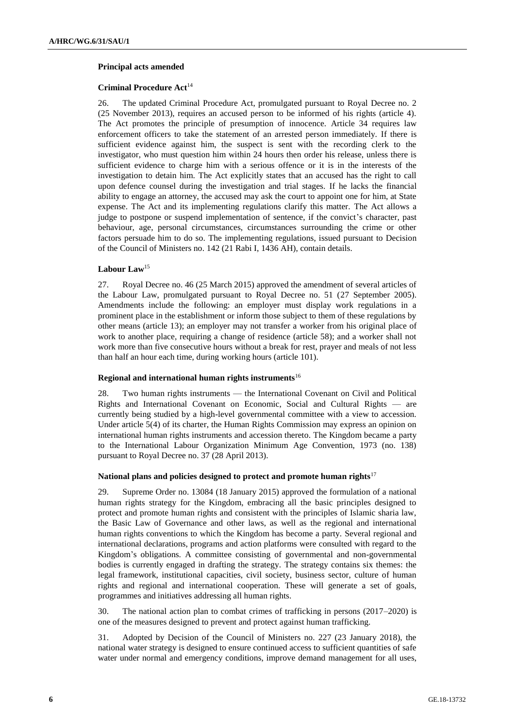### Principal acts amended

#### Criminal Procedure Act[14]

26. The updated Criminal Procedure Act, promulgated pursuant to Royal Decree no. 2 (25 November 2013), requires an accused person to be informed of his rights (article 4). The Act promotes the principle of presumption of innocence. Article 34 requires law enforcement officers to take the statement of an arrested person immediately. If there is sufficient evidence against him, the suspect is sent with the recording clerk to the investigator, who must question him within 24 hours then order his release, unless there is sufficient evidence to charge him with a serious offence or it is in the interests of the investigation to detain him. The Act explicitly states that an accused has the right to call upon defence counsel during the investigation and trial stages. If he lacks the financial ability to engage an attorney, the accused may ask the court to appoint one for him, at State expense. The Act and its implementing regulations clarify this matter. The Act allows a judge to postpone or suspend implementation of sentence, if the convict's character, past behaviour, age, personal circumstances, circumstances surrounding the crime or other factors persuade him to do so. The implementing regulations, issued pursuant to Decision of the Council of Ministers no. 142 (21 Rabi I, 1436 AH), contain details.

#### Labour Law[15]

27. Royal Decree no. 46 (25 March 2015) approved the amendment of several articles of the Labour Law, promulgated pursuant to Royal Decree no. 51 (27 September 2005). Amendments include the following: an employer must display work regulations in a prominent place in the establishment or inform those subject to them of these regulations by other means (article 13); an employer may not transfer a worker from his original place of work to another place, requiring a change of residence (article 58); and a worker shall not work more than five consecutive hours without a break for rest, prayer and meals of not less than half an hour each time, during working hours (article 101).

### Regional and international human rights instruments[16]

28. Two human rights instruments — the International Covenant on Civil and Political Rights and International Covenant on Economic, Social and Cultural Rights — are currently being studied by a high-level governmental committee with a view to accession. Under article 5(4) of its charter, the Human Rights Commission may express an opinion on international human rights instruments and accession thereto. The Kingdom became a party to the International Labour Organization Minimum Age Convention, 1973 (no. 138) pursuant to Royal Decree no. 37 (28 April 2013).

### National plans and policies designed to protect and promote human rights[17]

29. Supreme Order no. 13084 (18 January 2015) approved the formulation of a national human rights strategy for the Kingdom, embracing all the basic principles designed to protect and promote human rights and consistent with the principles of Islamic sharia law, the Basic Law of Governance and other laws, as well as the regional and international human rights conventions to which the Kingdom has become a party. Several regional and international declarations, programs and action platforms were consulted with regard to the Kingdom's obligations. A committee consisting of governmental and non-governmental bodies is currently engaged in drafting the strategy. The strategy contains six themes: the legal framework, institutional capacities, civil society, business sector, culture of human rights and regional and international cooperation. These will generate a set of goals, programmes and initiatives addressing all human rights.

30. The national action plan to combat crimes of trafficking in persons (2017–2020) is one of the measures designed to prevent and protect against human trafficking.

31. Adopted by Decision of the Council of Ministers no. 227 (23 January 2018), the national water strategy is designed to ensure continued access to sufficient quantities of safe water under normal and emergency conditions, improve demand management for all uses,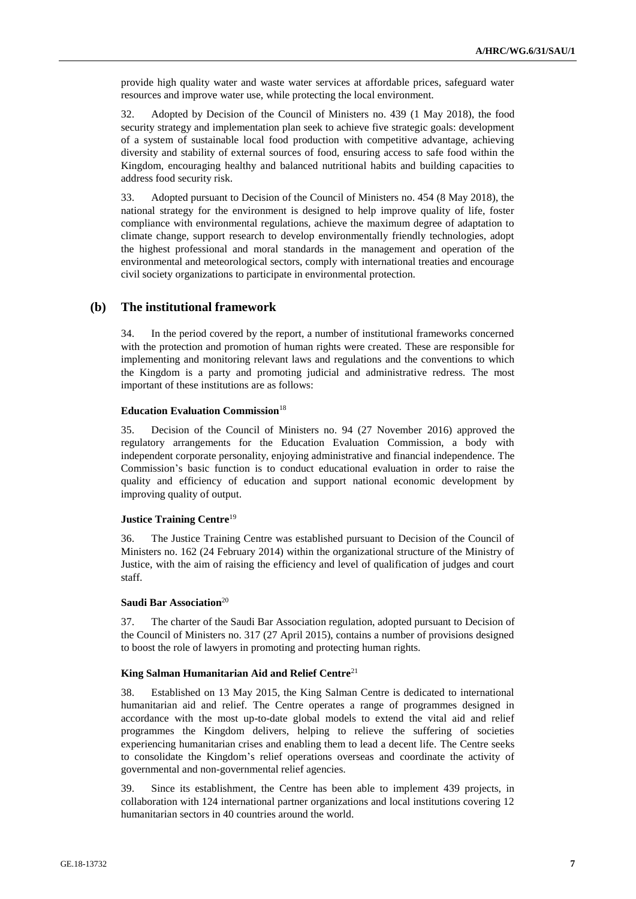provide high quality water and waste water services at affordable prices, safeguard water resources and improve water use, while protecting the local environment.

32. Adopted by Decision of the Council of Ministers no. 439 (1 May 2018), the food security strategy and implementation plan seek to achieve five strategic goals: development of a system of sustainable local food production with competitive advantage, achieving diversity and stability of external sources of food, ensuring access to safe food within the Kingdom, encouraging healthy and balanced nutritional habits and building capacities to address food security risk.

33. Adopted pursuant to Decision of the Council of Ministers no. 454 (8 May 2018), the national strategy for the environment is designed to help improve quality of life, foster compliance with environmental regulations, achieve the maximum degree of adaptation to climate change, support research to develop environmentally friendly technologies, adopt the highest professional and moral standards in the management and operation of the environmental and meteorological sectors, comply with international treaties and encourage civil society organizations to participate in environmental protection.

## (b) The institutional framework

34. In the period covered by the report, a number of institutional frameworks concerned with the protection and promotion of human rights were created. These are responsible for implementing and monitoring relevant laws and regulations and the conventions to which the Kingdom is a party and promoting judicial and administrative redress. The most important of these institutions are as follows:

#### Education Evaluation Commission[18]

35. Decision of the Council of Ministers no. 94 (27 November 2016) approved the regulatory arrangements for the Education Evaluation Commission, a body with independent corporate personality, enjoying administrative and financial independence. The Commission's basic function is to conduct educational evaluation in order to raise the quality and efficiency of education and support national economic development by improving quality of output.

#### Justice Training Centre[19]

36. The Justice Training Centre was established pursuant to Decision of the Council of Ministers no. 162 (24 February 2014) within the organizational structure of the Ministry of Justice, with the aim of raising the efficiency and level of qualification of judges and court staff.

#### Saudi Bar Association[20]

37. The charter of the Saudi Bar Association regulation, adopted pursuant to Decision of the Council of Ministers no. 317 (27 April 2015), contains a number of provisions designed to boost the role of lawyers in promoting and protecting human rights.

#### King Salman Humanitarian Aid and Relief Centre[21]

38. Established on 13 May 2015, the King Salman Centre is dedicated to international humanitarian aid and relief. The Centre operates a range of programmes designed in accordance with the most up-to-date global models to extend the vital aid and relief programmes the Kingdom delivers, helping to relieve the suffering of societies experiencing humanitarian crises and enabling them to lead a decent life. The Centre seeks to consolidate the Kingdom's relief operations overseas and coordinate the activity of governmental and non-governmental relief agencies.

39. Since its establishment, the Centre has been able to implement 439 projects, in collaboration with 124 international partner organizations and local institutions covering 12 humanitarian sectors in 40 countries around the world.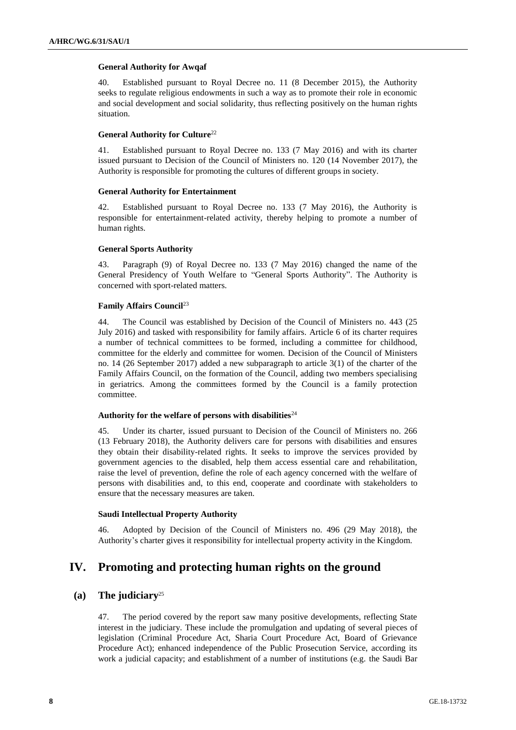#### General Authority for Awqaf

40. Established pursuant to Royal Decree no. 11 (8 December 2015), the Authority seeks to regulate religious endowments in such a way as to promote their role in economic and social development and social solidarity, thus reflecting positively on the human rights situation.

#### General Authority for Culture[22]

41. Established pursuant to Royal Decree no. 133 (7 May 2016) and with its charter issued pursuant to Decision of the Council of Ministers no. 120 (14 November 2017), the Authority is responsible for promoting the cultures of different groups in society.

#### General Authority for Entertainment

42. Established pursuant to Royal Decree no. 133 (7 May 2016), the Authority is responsible for entertainment-related activity, thereby helping to promote a number of human rights.

#### General Sports Authority

43. Paragraph (9) of Royal Decree no. 133 (7 May 2016) changed the name of the General Presidency of Youth Welfare to "General Sports Authority". The Authority is concerned with sport-related matters.

#### Family Affairs Council[23]

44. The Council was established by Decision of the Council of Ministers no. 443 (25 July 2016) and tasked with responsibility for family affairs. Article 6 of its charter requires a number of technical committees to be formed, including a committee for childhood, committee for the elderly and committee for women. Decision of the Council of Ministers no. 14 (26 September 2017) added a new subparagraph to article 3(1) of the charter of the Family Affairs Council, on the formation of the Council, adding two members specialising in geriatrics. Among the committees formed by the Council is a family protection committee.

#### Authority for the welfare of persons with disabilities[24]

45. Under its charter, issued pursuant to Decision of the Council of Ministers no. 266 (13 February 2018), the Authority delivers care for persons with disabilities and ensures they obtain their disability-related rights. It seeks to improve the services provided by government agencies to the disabled, help them access essential care and rehabilitation, raise the level of prevention, define the role of each agency concerned with the welfare of persons with disabilities and, to this end, cooperate and coordinate with stakeholders to ensure that the necessary measures are taken.

#### Saudi Intellectual Property Authority

46. Adopted by Decision of the Council of Ministers no. 496 (29 May 2018), the Authority's charter gives it responsibility for intellectual property activity in the Kingdom.

## IV. Promoting and protecting human rights on the ground

### (a) The judiciary[25]

47. The period covered by the report saw many positive developments, reflecting State interest in the judiciary. These include the promulgation and updating of several pieces of legislation (Criminal Procedure Act, Sharia Court Procedure Act, Board of Grievance Procedure Act); enhanced independence of the Public Prosecution Service, according its work a judicial capacity; and establishment of a number of institutions (e.g. the Saudi Bar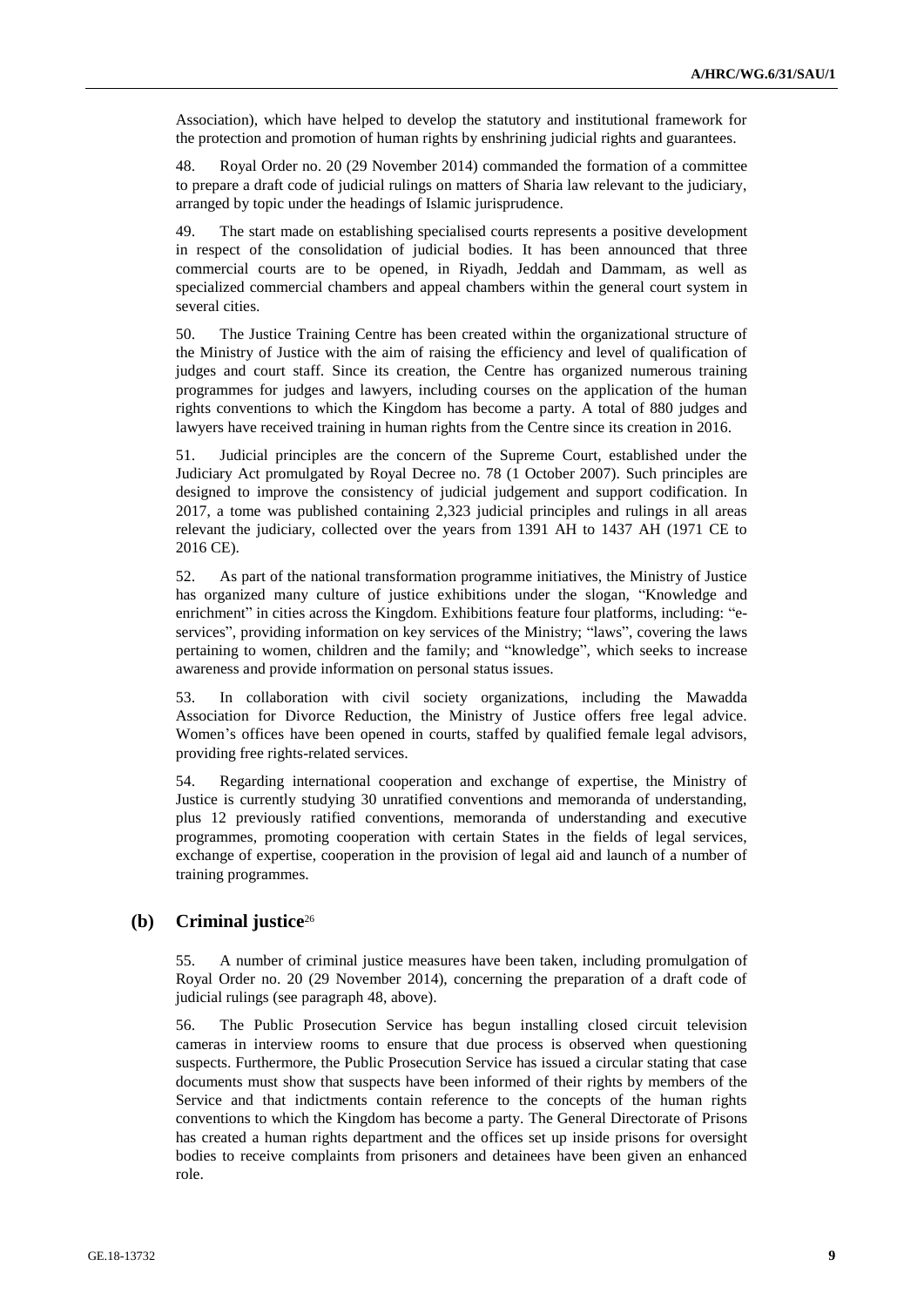Association), which have helped to develop the statutory and institutional framework for the protection and promotion of human rights by enshrining judicial rights and guarantees.

48. Royal Order no. 20 (29 November 2014) commanded the formation of a committee to prepare a draft code of judicial rulings on matters of Sharia law relevant to the judiciary, arranged by topic under the headings of Islamic jurisprudence.

49. The start made on establishing specialised courts represents a positive development in respect of the consolidation of judicial bodies. It has been announced that three commercial courts are to be opened, in Riyadh, Jeddah and Dammam, as well as specialized commercial chambers and appeal chambers within the general court system in several cities.

50. The Justice Training Centre has been created within the organizational structure of the Ministry of Justice with the aim of raising the efficiency and level of qualification of judges and court staff. Since its creation, the Centre has organized numerous training programmes for judges and lawyers, including courses on the application of the human rights conventions to which the Kingdom has become a party. A total of 880 judges and lawyers have received training in human rights from the Centre since its creation in 2016.

51. Judicial principles are the concern of the Supreme Court, established under the Judiciary Act promulgated by Royal Decree no. 78 (1 October 2007). Such principles are designed to improve the consistency of judicial judgement and support codification. In 2017, a tome was published containing 2,323 judicial principles and rulings in all areas relevant the judiciary, collected over the years from 1391 AH to 1437 AH (1971 CE to 2016 CE).

52. As part of the national transformation programme initiatives, the Ministry of Justice has organized many culture of justice exhibitions under the slogan, "Knowledge and enrichment" in cities across the Kingdom. Exhibitions feature four platforms, including: "e-services", providing information on key services of the Ministry; "laws", covering the laws pertaining to women, children and the family; and "knowledge", which seeks to increase awareness and provide information on personal status issues.

53. In collaboration with civil society organizations, including the Mawadda Association for Divorce Reduction, the Ministry of Justice offers free legal advice. Women's offices have been opened in courts, staffed by qualified female legal advisors, providing free rights-related services.

54. Regarding international cooperation and exchange of expertise, the Ministry of Justice is currently studying 30 unratified conventions and memoranda of understanding, plus 12 previously ratified conventions, memoranda of understanding and executive programmes, promoting cooperation with certain States in the fields of legal services, exchange of expertise, cooperation in the provision of legal aid and launch of a number of training programmes.

## (b) Criminal justice[26]

55. A number of criminal justice measures have been taken, including promulgation of Royal Order no. 20 (29 November 2014), concerning the preparation of a draft code of judicial rulings (see paragraph 48, above).

56. The Public Prosecution Service has begun installing closed circuit television cameras in interview rooms to ensure that due process is observed when questioning suspects. Furthermore, the Public Prosecution Service has issued a circular stating that case documents must show that suspects have been informed of their rights by members of the Service and that indictments contain reference to the concepts of the human rights conventions to which the Kingdom has become a party. The General Directorate of Prisons has created a human rights department and the offices set up inside prisons for oversight bodies to receive complaints from prisoners and detainees have been given an enhanced role.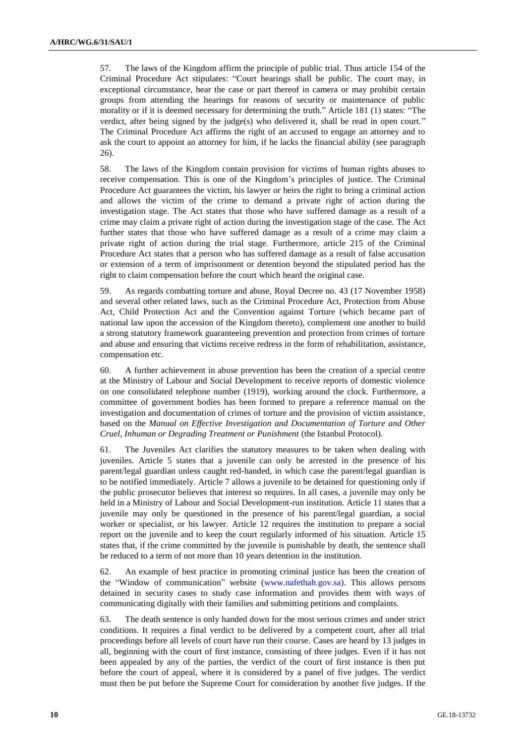57. The laws of the Kingdom affirm the principle of public trial. Thus article 154 of the Criminal Procedure Act stipulates: "Court hearings shall be public. The court may, in exceptional circumstance, hear the case or part thereof in camera or may prohibit certain groups from attending the hearings for reasons of security or maintenance of public morality or if it is deemed necessary for determining the truth." Article 181 (1) states: "The verdict, after being signed by the judge(s) who delivered it, shall be read in open court." The Criminal Procedure Act affirms the right of an accused to engage an attorney and to ask the court to appoint an attorney for him, if he lacks the financial ability (see paragraph 26).

58. The laws of the Kingdom contain provision for victims of human rights abuses to receive compensation. This is one of the Kingdom's principles of justice. The Criminal Procedure Act guarantees the victim, his lawyer or heirs the right to bring a criminal action and allows the victim of the crime to demand a private right of action during the investigation stage. The Act states that those who have suffered damage as a result of a crime may claim a private right of action during the investigation stage of the case. The Act further states that those who have suffered damage as a result of a crime may claim a private right of action during the trial stage. Furthermore, article 215 of the Criminal Procedure Act states that a person who has suffered damage as a result of false accusation or extension of a term of imprisonment or detention beyond the stipulated period has the right to claim compensation before the court which heard the original case.

59. As regards combatting torture and abuse, Royal Decree no. 43 (17 November 1958) and several other related laws, such as the Criminal Procedure Act, Protection from Abuse Act, Child Protection Act and the Convention against Torture (which became part of national law upon the accession of the Kingdom thereto), complement one another to build a strong statutory framework guaranteeing prevention and protection from crimes of torture and abuse and ensuring that victims receive redress in the form of rehabilitation, assistance, compensation etc.

60. A further achievement in abuse prevention has been the creation of a special centre at the Ministry of Labour and Social Development to receive reports of domestic violence on one consolidated telephone number (1919), working around the clock. Furthermore, a committee of government bodies has been formed to prepare a reference manual on the investigation and documentation of crimes of torture and the provision of victim assistance, based on the *Manual on Effective Investigation and Documentation of Torture and Other Cruel, Inhuman or Degrading Treatment or Punishment* (the Istanbul Protocol).

61. The Juveniles Act clarifies the statutory measures to be taken when dealing with juveniles. Article 5 states that a juvenile can only be arrested in the presence of his parent/legal guardian unless caught red-handed, in which case the parent/legal guardian is to be notified immediately. Article 7 allows a juvenile to be detained for questioning only if the public prosecutor believes that interest so requires. In all cases, a juvenile may only be held in a Ministry of Labour and Social Development-run institution. Article 11 states that a juvenile may only be questioned in the presence of his parent/legal guardian, a social worker or specialist, or his lawyer. Article 12 requires the institution to prepare a social report on the juvenile and to keep the court regularly informed of his situation. Article 15 states that, if the crime committed by the juvenile is punishable by death, the sentence shall be reduced to a term of not more than 10 years detention in the institution.

62. An example of best practice in promoting criminal justice has been the creation of the "Window of communication" website (www.nafethah.gov.sa). This allows persons detained in security cases to study case information and provides them with ways of communicating digitally with their families and submitting petitions and complaints.

63. The death sentence is only handed down for the most serious crimes and under strict conditions. It requires a final verdict to be delivered by a competent court, after all trial proceedings before all levels of court have run their course. Cases are heard by 13 judges in all, beginning with the court of first instance, consisting of three judges. Even if it has not been appealed by any of the parties, the verdict of the court of first instance is then put before the court of appeal, where it is considered by a panel of five judges. The verdict must then be put before the Supreme Court for consideration by another five judges. If the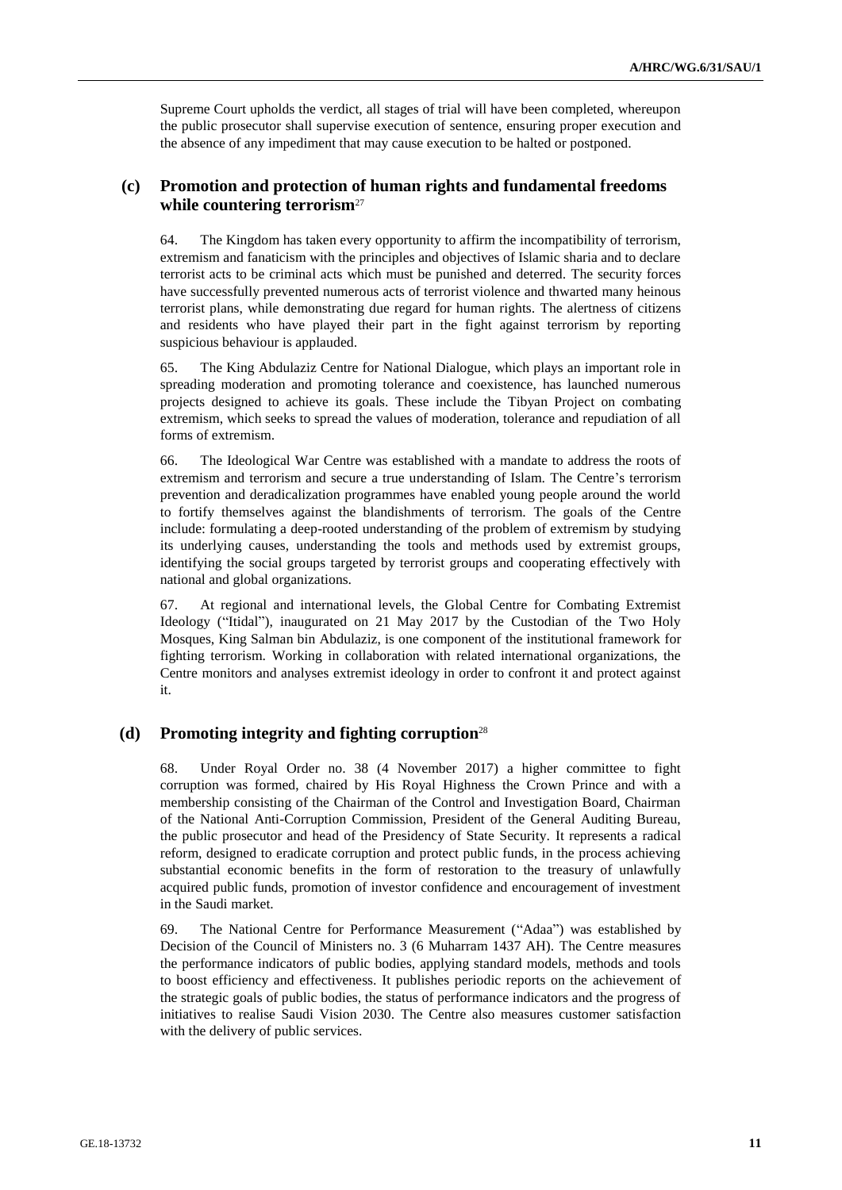Supreme Court upholds the verdict, all stages of trial will have been completed, whereupon the public prosecutor shall supervise execution of sentence, ensuring proper execution and the absence of any impediment that may cause execution to be halted or postponed.

### (c) Promotion and protection of human rights and fundamental freedoms while countering terrorism[27]

64. The Kingdom has taken every opportunity to affirm the incompatibility of terrorism, extremism and fanaticism with the principles and objectives of Islamic sharia and to declare terrorist acts to be criminal acts which must be punished and deterred. The security forces have successfully prevented numerous acts of terrorist violence and thwarted many heinous terrorist plans, while demonstrating due regard for human rights. The alertness of citizens and residents who have played their part in the fight against terrorism by reporting suspicious behaviour is applauded.

65. The King Abdulaziz Centre for National Dialogue, which plays an important role in spreading moderation and promoting tolerance and coexistence, has launched numerous projects designed to achieve its goals. These include the Tibyan Project on combating extremism, which seeks to spread the values of moderation, tolerance and repudiation of all forms of extremism.

66. The Ideological War Centre was established with a mandate to address the roots of extremism and terrorism and secure a true understanding of Islam. The Centre's terrorism prevention and deradicalization programmes have enabled young people around the world to fortify themselves against the blandishments of terrorism. The goals of the Centre include: formulating a deep-rooted understanding of the problem of extremism by studying its underlying causes, understanding the tools and methods used by extremist groups, identifying the social groups targeted by terrorist groups and cooperating effectively with national and global organizations.

67. At regional and international levels, the Global Centre for Combating Extremist Ideology ("Itidal"), inaugurated on 21 May 2017 by the Custodian of the Two Holy Mosques, King Salman bin Abdulaziz, is one component of the institutional framework for fighting terrorism. Working in collaboration with related international organizations, the Centre monitors and analyses extremist ideology in order to confront it and protect against it.

### (d) Promoting integrity and fighting corruption[28]

68. Under Royal Order no. 38 (4 November 2017) a higher committee to fight corruption was formed, chaired by His Royal Highness the Crown Prince and with a membership consisting of the Chairman of the Control and Investigation Board, Chairman of the National Anti-Corruption Commission, President of the General Auditing Bureau, the public prosecutor and head of the Presidency of State Security. It represents a radical reform, designed to eradicate corruption and protect public funds, in the process achieving substantial economic benefits in the form of restoration to the treasury of unlawfully acquired public funds, promotion of investor confidence and encouragement of investment in the Saudi market.

69. The National Centre for Performance Measurement ("Adaa") was established by Decision of the Council of Ministers no. 3 (6 Muharram 1437 AH). The Centre measures the performance indicators of public bodies, applying standard models, methods and tools to boost efficiency and effectiveness. It publishes periodic reports on the achievement of the strategic goals of public bodies, the status of performance indicators and the progress of initiatives to realise Saudi Vision 2030. The Centre also measures customer satisfaction with the delivery of public services.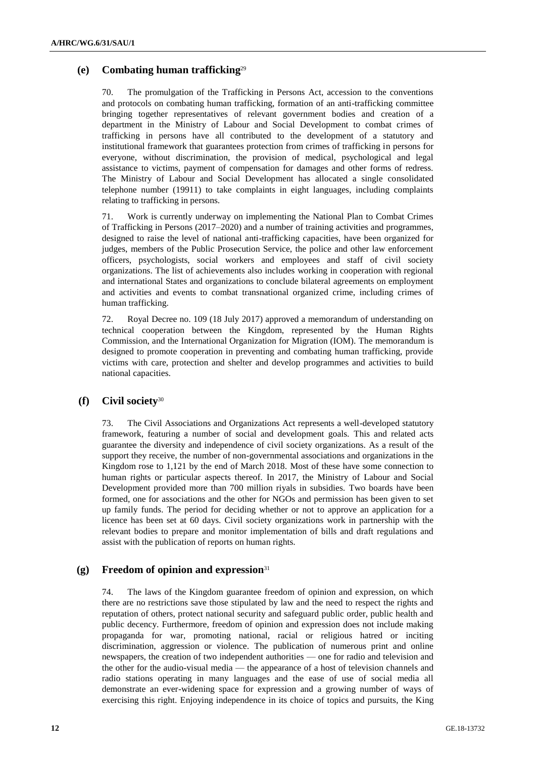### (e) Combating human trafficking[29]

70. The promulgation of the Trafficking in Persons Act, accession to the conventions and protocols on combating human trafficking, formation of an anti-trafficking committee bringing together representatives of relevant government bodies and creation of a department in the Ministry of Labour and Social Development to combat crimes of trafficking in persons have all contributed to the development of a statutory and institutional framework that guarantees protection from crimes of trafficking in persons for everyone, without discrimination, the provision of medical, psychological and legal assistance to victims, payment of compensation for damages and other forms of redress. The Ministry of Labour and Social Development has allocated a single consolidated telephone number (19911) to take complaints in eight languages, including complaints relating to trafficking in persons.

71. Work is currently underway on implementing the National Plan to Combat Crimes of Trafficking in Persons (2017–2020) and a number of training activities and programmes, designed to raise the level of national anti-trafficking capacities, have been organized for judges, members of the Public Prosecution Service, the police and other law enforcement officers, psychologists, social workers and employees and staff of civil society organizations. The list of achievements also includes working in cooperation with regional and international States and organizations to conclude bilateral agreements on employment and activities and events to combat transnational organized crime, including crimes of human trafficking.

72. Royal Decree no. 109 (18 July 2017) approved a memorandum of understanding on technical cooperation between the Kingdom, represented by the Human Rights Commission, and the International Organization for Migration (IOM). The memorandum is designed to promote cooperation in preventing and combating human trafficking, provide victims with care, protection and shelter and develop programmes and activities to build national capacities.

### (f) Civil society[30]

73. The Civil Associations and Organizations Act represents a well-developed statutory framework, featuring a number of social and development goals. This and related acts guarantee the diversity and independence of civil society organizations. As a result of the support they receive, the number of non-governmental associations and organizations in the Kingdom rose to 1,121 by the end of March 2018. Most of these have some connection to human rights or particular aspects thereof. In 2017, the Ministry of Labour and Social Development provided more than 700 million riyals in subsidies. Two boards have been formed, one for associations and the other for NGOs and permission has been given to set up family funds. The period for deciding whether or not to approve an application for a licence has been set at 60 days. Civil society organizations work in partnership with the relevant bodies to prepare and monitor implementation of bills and draft regulations and assist with the publication of reports on human rights.

### (g) Freedom of opinion and expression[31]

74. The laws of the Kingdom guarantee freedom of opinion and expression, on which there are no restrictions save those stipulated by law and the need to respect the rights and reputation of others, protect national security and safeguard public order, public health and public decency. Furthermore, freedom of opinion and expression does not include making propaganda for war, promoting national, racial or religious hatred or inciting discrimination, aggression or violence. The publication of numerous print and online newspapers, the creation of two independent authorities — one for radio and television and the other for the audio-visual media — the appearance of a host of television channels and radio stations operating in many languages and the ease of use of social media all demonstrate an ever-widening space for expression and a growing number of ways of exercising this right. Enjoying independence in its choice of topics and pursuits, the King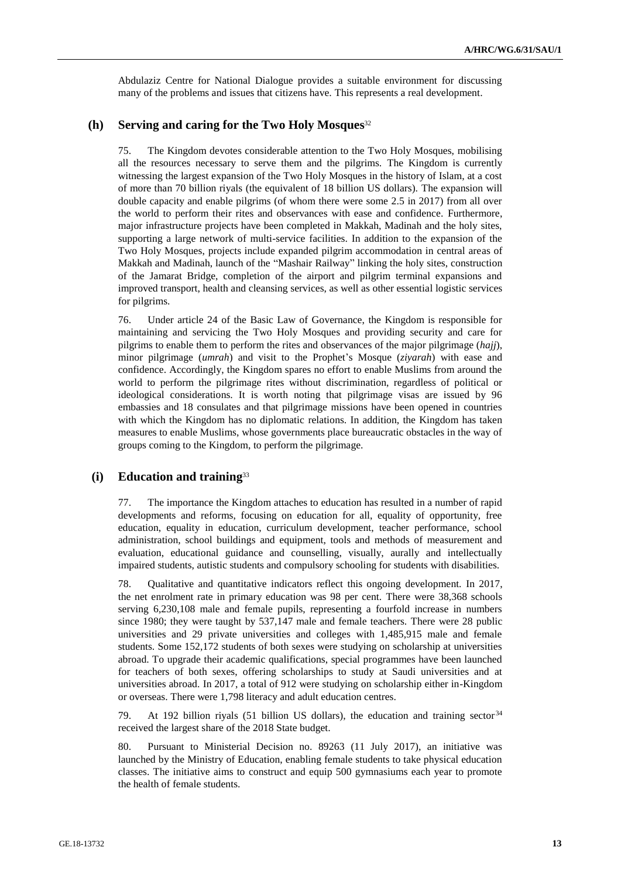Abdulaziz Centre for National Dialogue provides a suitable environment for discussing many of the problems and issues that citizens have. This represents a real development.

## (h) Serving and caring for the Two Holy Mosques[32]

75. The Kingdom devotes considerable attention to the Two Holy Mosques, mobilising all the resources necessary to serve them and the pilgrims. The Kingdom is currently witnessing the largest expansion of the Two Holy Mosques in the history of Islam, at a cost of more than 70 billion riyals (the equivalent of 18 billion US dollars). The expansion will double capacity and enable pilgrims (of whom there were some 2.5 in 2017) from all over the world to perform their rites and observances with ease and confidence. Furthermore, major infrastructure projects have been completed in Makkah, Madinah and the holy sites, supporting a large network of multi-service facilities. In addition to the expansion of the Two Holy Mosques, projects include expanded pilgrim accommodation in central areas of Makkah and Madinah, launch of the "Mashair Railway" linking the holy sites, construction of the Jamarat Bridge, completion of the airport and pilgrim terminal expansions and improved transport, health and cleansing services, as well as other essential logistic services for pilgrims.

76. Under article 24 of the Basic Law of Governance, the Kingdom is responsible for maintaining and servicing the Two Holy Mosques and providing security and care for pilgrims to enable them to perform the rites and observances of the major pilgrimage (*hajj*), minor pilgrimage (*umrah*) and visit to the Prophet's Mosque (*ziyarah*) with ease and confidence. Accordingly, the Kingdom spares no effort to enable Muslims from around the world to perform the pilgrimage rites without discrimination, regardless of political or ideological considerations. It is worth noting that pilgrimage visas are issued by 96 embassies and 18 consulates and that pilgrimage missions have been opened in countries with which the Kingdom has no diplomatic relations. In addition, the Kingdom has taken measures to enable Muslims, whose governments place bureaucratic obstacles in the way of groups coming to the Kingdom, to perform the pilgrimage.

## (i) Education and training[33]

77. The importance the Kingdom attaches to education has resulted in a number of rapid developments and reforms, focusing on education for all, equality of opportunity, free education, equality in education, curriculum development, teacher performance, school administration, school buildings and equipment, tools and methods of measurement and evaluation, educational guidance and counselling, visually, aurally and intellectually impaired students, autistic students and compulsory schooling for students with disabilities.

78. Qualitative and quantitative indicators reflect this ongoing development. In 2017, the net enrolment rate in primary education was 98 per cent. There were 38,368 schools serving 6,230,108 male and female pupils, representing a fourfold increase in numbers since 1980; they were taught by 537,147 male and female teachers. There were 28 public universities and 29 private universities and colleges with 1,485,915 male and female students. Some 152,172 students of both sexes were studying on scholarship at universities abroad. To upgrade their academic qualifications, special programmes have been launched for teachers of both sexes, offering scholarships to study at Saudi universities and at universities abroad. In 2017, a total of 912 were studying on scholarship either in-Kingdom or overseas. There were 1,798 literacy and adult education centres.

79. At 192 billion riyals (51 billion US dollars), the education and training sector[34] received the largest share of the 2018 State budget.

80. Pursuant to Ministerial Decision no. 89263 (11 July 2017), an initiative was launched by the Ministry of Education, enabling female students to take physical education classes. The initiative aims to construct and equip 500 gymnasiums each year to promote the health of female students.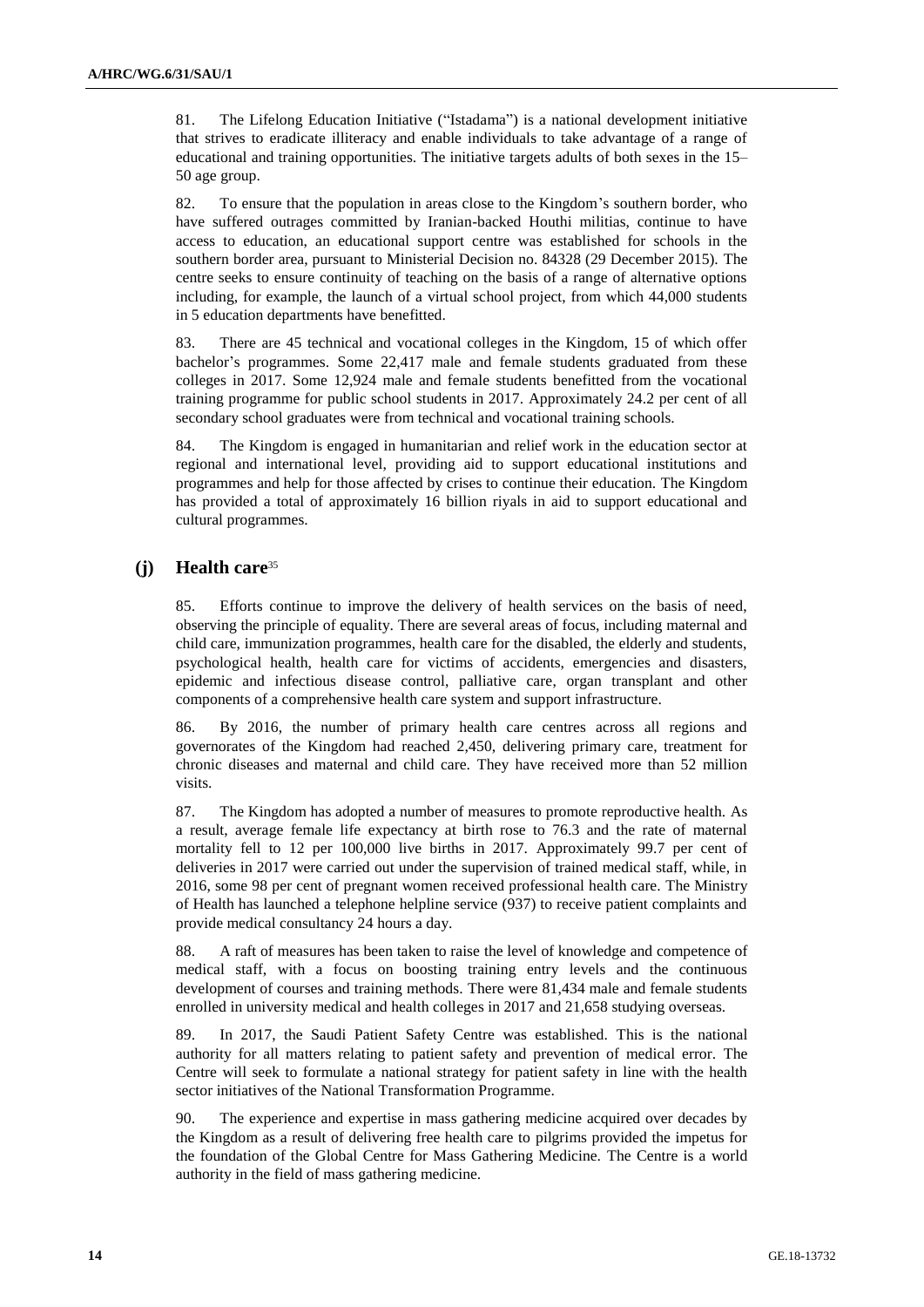81. The Lifelong Education Initiative ("Istadama") is a national development initiative that strives to eradicate illiteracy and enable individuals to take advantage of a range of educational and training opportunities. The initiative targets adults of both sexes in the 15–50 age group.

82. To ensure that the population in areas close to the Kingdom's southern border, who have suffered outrages committed by Iranian-backed Houthi militias, continue to have access to education, an educational support centre was established for schools in the southern border area, pursuant to Ministerial Decision no. 84328 (29 December 2015). The centre seeks to ensure continuity of teaching on the basis of a range of alternative options including, for example, the launch of a virtual school project, from which 44,000 students in 5 education departments have benefitted.

83. There are 45 technical and vocational colleges in the Kingdom, 15 of which offer bachelor's programmes. Some 22,417 male and female students graduated from these colleges in 2017. Some 12,924 male and female students benefitted from the vocational training programme for public school students in 2017. Approximately 24.2 per cent of all secondary school graduates were from technical and vocational training schools.

84. The Kingdom is engaged in humanitarian and relief work in the education sector at regional and international level, providing aid to support educational institutions and programmes and help for those affected by crises to continue their education. The Kingdom has provided a total of approximately 16 billion riyals in aid to support educational and cultural programmes.

## (j) Health care[35]

85. Efforts continue to improve the delivery of health services on the basis of need, observing the principle of equality. There are several areas of focus, including maternal and child care, immunization programmes, health care for the disabled, the elderly and students, psychological health, health care for victims of accidents, emergencies and disasters, epidemic and infectious disease control, palliative care, organ transplant and other components of a comprehensive health care system and support infrastructure.

86. By 2016, the number of primary health care centres across all regions and governorates of the Kingdom had reached 2,450, delivering primary care, treatment for chronic diseases and maternal and child care. They have received more than 52 million visits.

87. The Kingdom has adopted a number of measures to promote reproductive health. As a result, average female life expectancy at birth rose to 76.3 and the rate of maternal mortality fell to 12 per 100,000 live births in 2017. Approximately 99.7 per cent of deliveries in 2017 were carried out under the supervision of trained medical staff, while, in 2016, some 98 per cent of pregnant women received professional health care. The Ministry of Health has launched a telephone helpline service (937) to receive patient complaints and provide medical consultancy 24 hours a day.

88. A raft of measures has been taken to raise the level of knowledge and competence of medical staff, with a focus on boosting training entry levels and the continuous development of courses and training methods. There were 81,434 male and female students enrolled in university medical and health colleges in 2017 and 21,658 studying overseas.

89. In 2017, the Saudi Patient Safety Centre was established. This is the national authority for all matters relating to patient safety and prevention of medical error. The Centre will seek to formulate a national strategy for patient safety in line with the health sector initiatives of the National Transformation Programme.

90. The experience and expertise in mass gathering medicine acquired over decades by the Kingdom as a result of delivering free health care to pilgrims provided the impetus for the foundation of the Global Centre for Mass Gathering Medicine. The Centre is a world authority in the field of mass gathering medicine.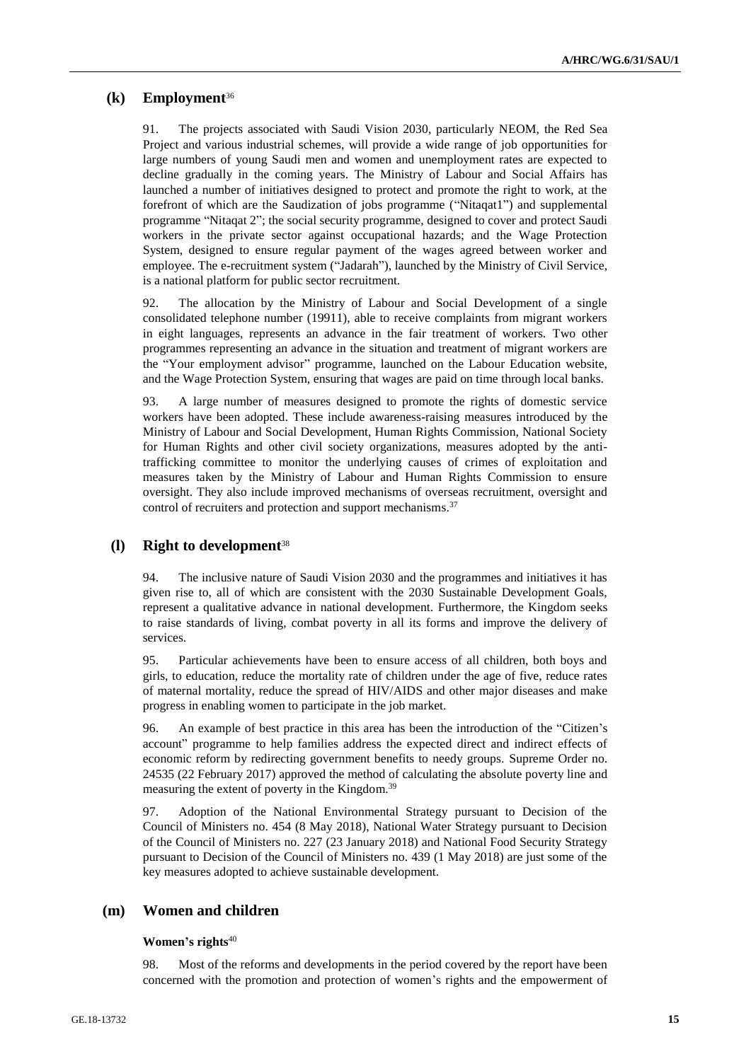## (k) Employment[36]

91. The projects associated with Saudi Vision 2030, particularly NEOM, the Red Sea Project and various industrial schemes, will provide a wide range of job opportunities for large numbers of young Saudi men and women and unemployment rates are expected to decline gradually in the coming years. The Ministry of Labour and Social Affairs has launched a number of initiatives designed to protect and promote the right to work, at the forefront of which are the Saudization of jobs programme ("Nitaqat1") and supplemental programme "Nitaqat 2"; the social security programme, designed to cover and protect Saudi workers in the private sector against occupational hazards; and the Wage Protection System, designed to ensure regular payment of the wages agreed between worker and employee. The e-recruitment system ("Jadarah"), launched by the Ministry of Civil Service, is a national platform for public sector recruitment.

92. The allocation by the Ministry of Labour and Social Development of a single consolidated telephone number (19911), able to receive complaints from migrant workers in eight languages, represents an advance in the fair treatment of workers. Two other programmes representing an advance in the situation and treatment of migrant workers are the "Your employment advisor" programme, launched on the Labour Education website, and the Wage Protection System, ensuring that wages are paid on time through local banks.

93. A large number of measures designed to promote the rights of domestic service workers have been adopted. These include awareness-raising measures introduced by the Ministry of Labour and Social Development, Human Rights Commission, National Society for Human Rights and other civil society organizations, measures adopted by the anti-trafficking committee to monitor the underlying causes of crimes of exploitation and measures taken by the Ministry of Labour and Human Rights Commission to ensure oversight. They also include improved mechanisms of overseas recruitment, oversight and control of recruiters and protection and support mechanisms.[37]

## (l) Right to development[38]

94. The inclusive nature of Saudi Vision 2030 and the programmes and initiatives it has given rise to, all of which are consistent with the 2030 Sustainable Development Goals, represent a qualitative advance in national development. Furthermore, the Kingdom seeks to raise standards of living, combat poverty in all its forms and improve the delivery of services.

95. Particular achievements have been to ensure access of all children, both boys and girls, to education, reduce the mortality rate of children under the age of five, reduce rates of maternal mortality, reduce the spread of HIV/AIDS and other major diseases and make progress in enabling women to participate in the job market.

96. An example of best practice in this area has been the introduction of the "Citizen's account" programme to help families address the expected direct and indirect effects of economic reform by redirecting government benefits to needy groups. Supreme Order no. 24535 (22 February 2017) approved the method of calculating the absolute poverty line and measuring the extent of poverty in the Kingdom.[39]

97. Adoption of the National Environmental Strategy pursuant to Decision of the Council of Ministers no. 454 (8 May 2018), National Water Strategy pursuant to Decision of the Council of Ministers no. 227 (23 January 2018) and National Food Security Strategy pursuant to Decision of the Council of Ministers no. 439 (1 May 2018) are just some of the key measures adopted to achieve sustainable development.

## (m) Women and children

### Women's rights[40]

98. Most of the reforms and developments in the period covered by the report have been concerned with the promotion and protection of women's rights and the empowerment of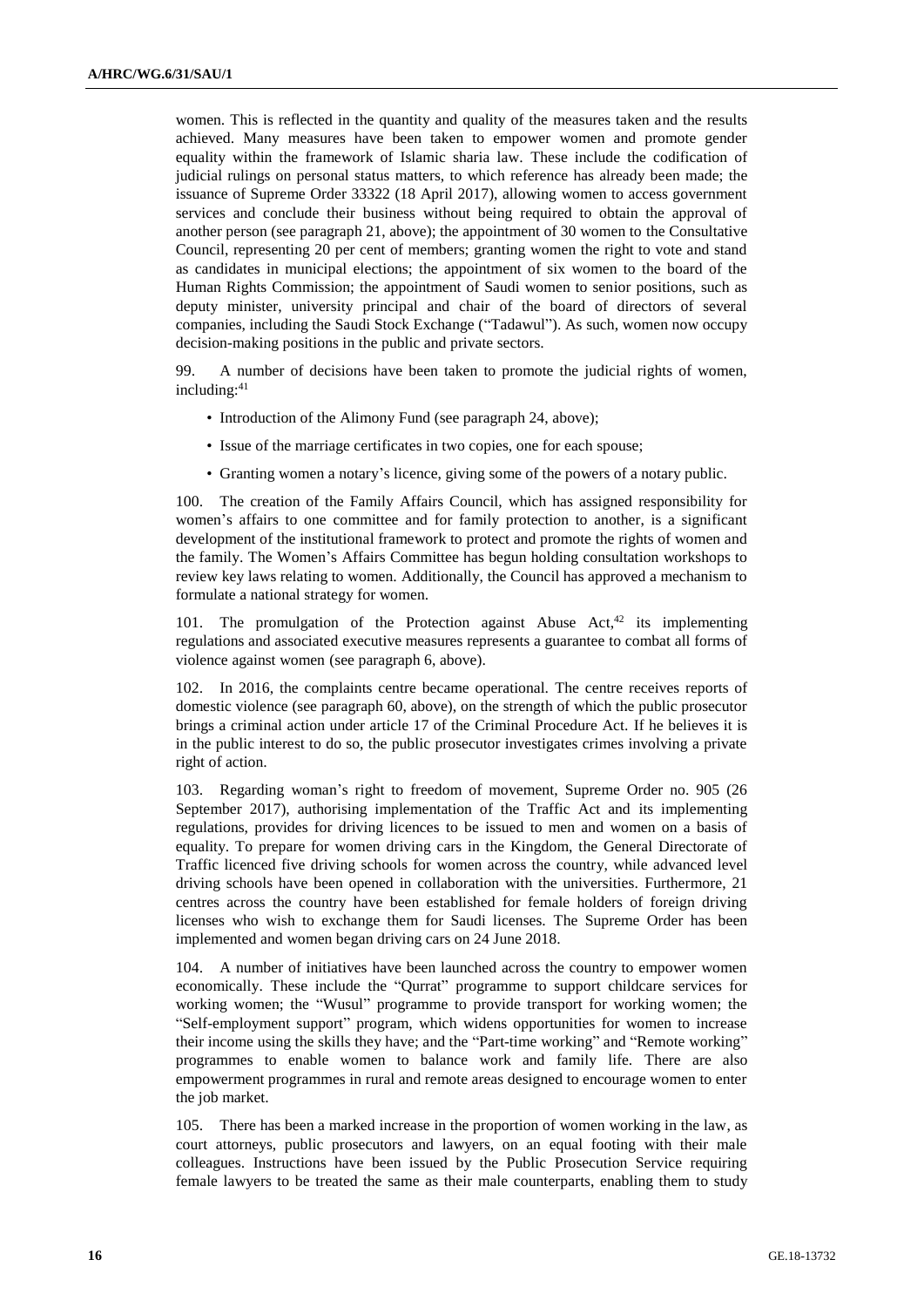women. This is reflected in the quantity and quality of the measures taken and the results achieved. Many measures have been taken to empower women and promote gender equality within the framework of Islamic sharia law. These include the codification of judicial rulings on personal status matters, to which reference has already been made; the issuance of Supreme Order 33322 (18 April 2017), allowing women to access government services and conclude their business without being required to obtain the approval of another person (see paragraph 21, above); the appointment of 30 women to the Consultative Council, representing 20 per cent of members; granting women the right to vote and stand as candidates in municipal elections; the appointment of six women to the board of the Human Rights Commission; the appointment of Saudi women to senior positions, such as deputy minister, university principal and chair of the board of directors of several companies, including the Saudi Stock Exchange ("Tadawul"). As such, women now occupy decision-making positions in the public and private sectors.

99. A number of decisions have been taken to promote the judicial rights of women, including:[41]

- Introduction of the Alimony Fund (see paragraph 24, above);
- Issue of the marriage certificates in two copies, one for each spouse;
- Granting women a notary's licence, giving some of the powers of a notary public.

100. The creation of the Family Affairs Council, which has assigned responsibility for women's affairs to one committee and for family protection to another, is a significant development of the institutional framework to protect and promote the rights of women and the family. The Women's Affairs Committee has begun holding consultation workshops to review key laws relating to women. Additionally, the Council has approved a mechanism to formulate a national strategy for women.

101. The promulgation of the Protection against Abuse Act,[42] its implementing regulations and associated executive measures represents a guarantee to combat all forms of violence against women (see paragraph 6, above).

102. In 2016, the complaints centre became operational. The centre receives reports of domestic violence (see paragraph 60, above), on the strength of which the public prosecutor brings a criminal action under article 17 of the Criminal Procedure Act. If he believes it is in the public interest to do so, the public prosecutor investigates crimes involving a private right of action.

103. Regarding woman's right to freedom of movement, Supreme Order no. 905 (26 September 2017), authorising implementation of the Traffic Act and its implementing regulations, provides for driving licences to be issued to men and women on a basis of equality. To prepare for women driving cars in the Kingdom, the General Directorate of Traffic licenced five driving schools for women across the country, while advanced level driving schools have been opened in collaboration with the universities. Furthermore, 21 centres across the country have been established for female holders of foreign driving licenses who wish to exchange them for Saudi licenses. The Supreme Order has been implemented and women began driving cars on 24 June 2018.

104. A number of initiatives have been launched across the country to empower women economically. These include the "Qurrat" programme to support childcare services for working women; the "Wusul" programme to provide transport for working women; the "Self-employment support" program, which widens opportunities for women to increase their income using the skills they have; and the "Part-time working" and "Remote working" programmes to enable women to balance work and family life. There are also empowerment programmes in rural and remote areas designed to encourage women to enter the job market.

105. There has been a marked increase in the proportion of women working in the law, as court attorneys, public prosecutors and lawyers, on an equal footing with their male colleagues. Instructions have been issued by the Public Prosecution Service requiring female lawyers to be treated the same as their male counterparts, enabling them to study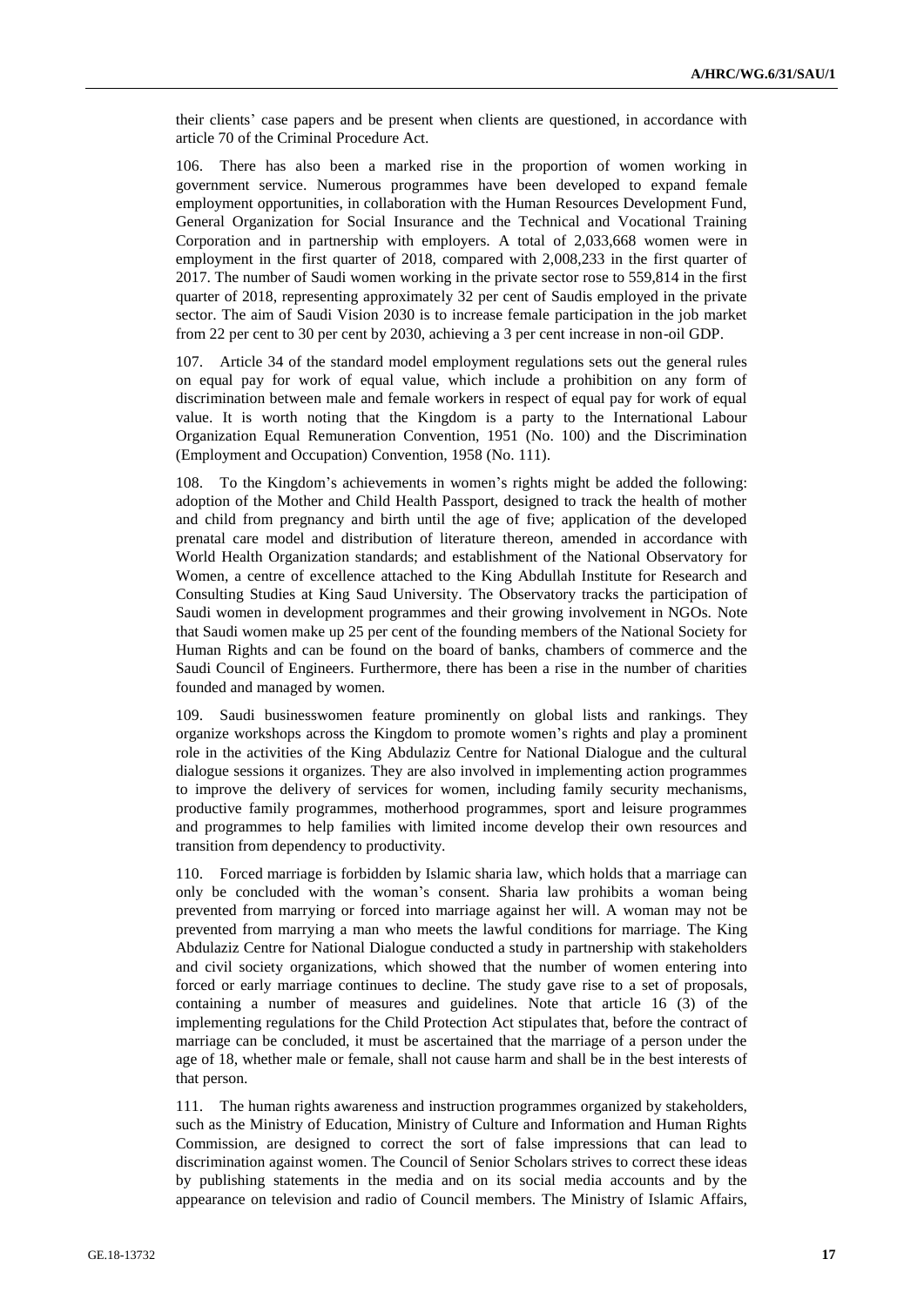their clients' case papers and be present when clients are questioned, in accordance with article 70 of the Criminal Procedure Act.

106. There has also been a marked rise in the proportion of women working in government service. Numerous programmes have been developed to expand female employment opportunities, in collaboration with the Human Resources Development Fund, General Organization for Social Insurance and the Technical and Vocational Training Corporation and in partnership with employers. A total of 2,033,668 women were in employment in the first quarter of 2018, compared with 2,008,233 in the first quarter of 2017. The number of Saudi women working in the private sector rose to 559,814 in the first quarter of 2018, representing approximately 32 per cent of Saudis employed in the private sector. The aim of Saudi Vision 2030 is to increase female participation in the job market from 22 per cent to 30 per cent by 2030, achieving a 3 per cent increase in non-oil GDP.

107. Article 34 of the standard model employment regulations sets out the general rules on equal pay for work of equal value, which include a prohibition on any form of discrimination between male and female workers in respect of equal pay for work of equal value. It is worth noting that the Kingdom is a party to the International Labour Organization Equal Remuneration Convention, 1951 (No. 100) and the Discrimination (Employment and Occupation) Convention, 1958 (No. 111).

108. To the Kingdom's achievements in women's rights might be added the following: adoption of the Mother and Child Health Passport, designed to track the health of mother and child from pregnancy and birth until the age of five; application of the developed prenatal care model and distribution of literature thereon, amended in accordance with World Health Organization standards; and establishment of the National Observatory for Women, a centre of excellence attached to the King Abdullah Institute for Research and Consulting Studies at King Saud University. The Observatory tracks the participation of Saudi women in development programmes and their growing involvement in NGOs. Note that Saudi women make up 25 per cent of the founding members of the National Society for Human Rights and can be found on the board of banks, chambers of commerce and the Saudi Council of Engineers. Furthermore, there has been a rise in the number of charities founded and managed by women.

109. Saudi businesswomen feature prominently on global lists and rankings. They organize workshops across the Kingdom to promote women's rights and play a prominent role in the activities of the King Abdulaziz Centre for National Dialogue and the cultural dialogue sessions it organizes. They are also involved in implementing action programmes to improve the delivery of services for women, including family security mechanisms, productive family programmes, motherhood programmes, sport and leisure programmes and programmes to help families with limited income develop their own resources and transition from dependency to productivity.

110. Forced marriage is forbidden by Islamic sharia law, which holds that a marriage can only be concluded with the woman's consent. Sharia law prohibits a woman being prevented from marrying or forced into marriage against her will. A woman may not be prevented from marrying a man who meets the lawful conditions for marriage. The King Abdulaziz Centre for National Dialogue conducted a study in partnership with stakeholders and civil society organizations, which showed that the number of women entering into forced or early marriage continues to decline. The study gave rise to a set of proposals, containing a number of measures and guidelines. Note that article 16 (3) of the implementing regulations for the Child Protection Act stipulates that, before the contract of marriage can be concluded, it must be ascertained that the marriage of a person under the age of 18, whether male or female, shall not cause harm and shall be in the best interests of that person.

111. The human rights awareness and instruction programmes organized by stakeholders, such as the Ministry of Education, Ministry of Culture and Information and Human Rights Commission, are designed to correct the sort of false impressions that can lead to discrimination against women. The Council of Senior Scholars strives to correct these ideas by publishing statements in the media and on its social media accounts and by the appearance on television and radio of Council members. The Ministry of Islamic Affairs,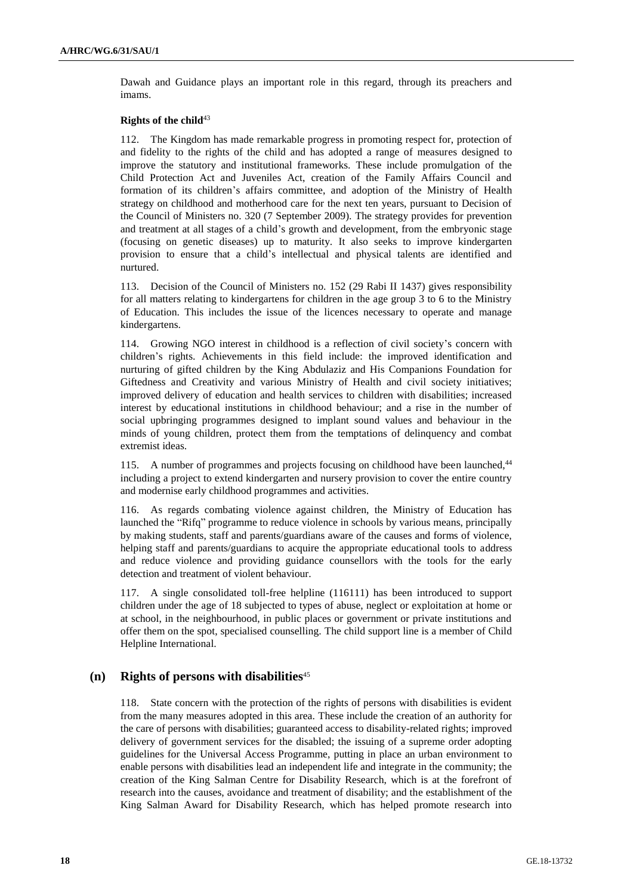Dawah and Guidance plays an important role in this regard, through its preachers and imams.

**Rights of the child**[43]

112. The Kingdom has made remarkable progress in promoting respect for, protection of and fidelity to the rights of the child and has adopted a range of measures designed to improve the statutory and institutional frameworks. These include promulgation of the Child Protection Act and Juveniles Act, creation of the Family Affairs Council and formation of its children's affairs committee, and adoption of the Ministry of Health strategy on childhood and motherhood care for the next ten years, pursuant to Decision of the Council of Ministers no. 320 (7 September 2009). The strategy provides for prevention and treatment at all stages of a child's growth and development, from the embryonic stage (focusing on genetic diseases) up to maturity. It also seeks to improve kindergarten provision to ensure that a child's intellectual and physical talents are identified and nurtured.

113. Decision of the Council of Ministers no. 152 (29 Rabi II 1437) gives responsibility for all matters relating to kindergartens for children in the age group 3 to 6 to the Ministry of Education. This includes the issue of the licences necessary to operate and manage kindergartens.

114. Growing NGO interest in childhood is a reflection of civil society's concern with children's rights. Achievements in this field include: the improved identification and nurturing of gifted children by the King Abdulaziz and His Companions Foundation for Giftedness and Creativity and various Ministry of Health and civil society initiatives; improved delivery of education and health services to children with disabilities; increased interest by educational institutions in childhood behaviour; and a rise in the number of social upbringing programmes designed to implant sound values and behaviour in the minds of young children, protect them from the temptations of delinquency and combat extremist ideas.

115. A number of programmes and projects focusing on childhood have been launched,[44] including a project to extend kindergarten and nursery provision to cover the entire country and modernise early childhood programmes and activities.

116. As regards combating violence against children, the Ministry of Education has launched the "Rifq" programme to reduce violence in schools by various means, principally by making students, staff and parents/guardians aware of the causes and forms of violence, helping staff and parents/guardians to acquire the appropriate educational tools to address and reduce violence and providing guidance counsellors with the tools for the early detection and treatment of violent behaviour.

117. A single consolidated toll-free helpline (116111) has been introduced to support children under the age of 18 subjected to types of abuse, neglect or exploitation at home or at school, in the neighbourhood, in public places or government or private institutions and offer them on the spot, specialised counselling. The child support line is a member of Child Helpline International.

## (n) Rights of persons with disabilities[45]

118. State concern with the protection of the rights of persons with disabilities is evident from the many measures adopted in this area. These include the creation of an authority for the care of persons with disabilities; guaranteed access to disability-related rights; improved delivery of government services for the disabled; the issuing of a supreme order adopting guidelines for the Universal Access Programme, putting in place an urban environment to enable persons with disabilities lead an independent life and integrate in the community; the creation of the King Salman Centre for Disability Research, which is at the forefront of research into the causes, avoidance and treatment of disability; and the establishment of the King Salman Award for Disability Research, which has helped promote research into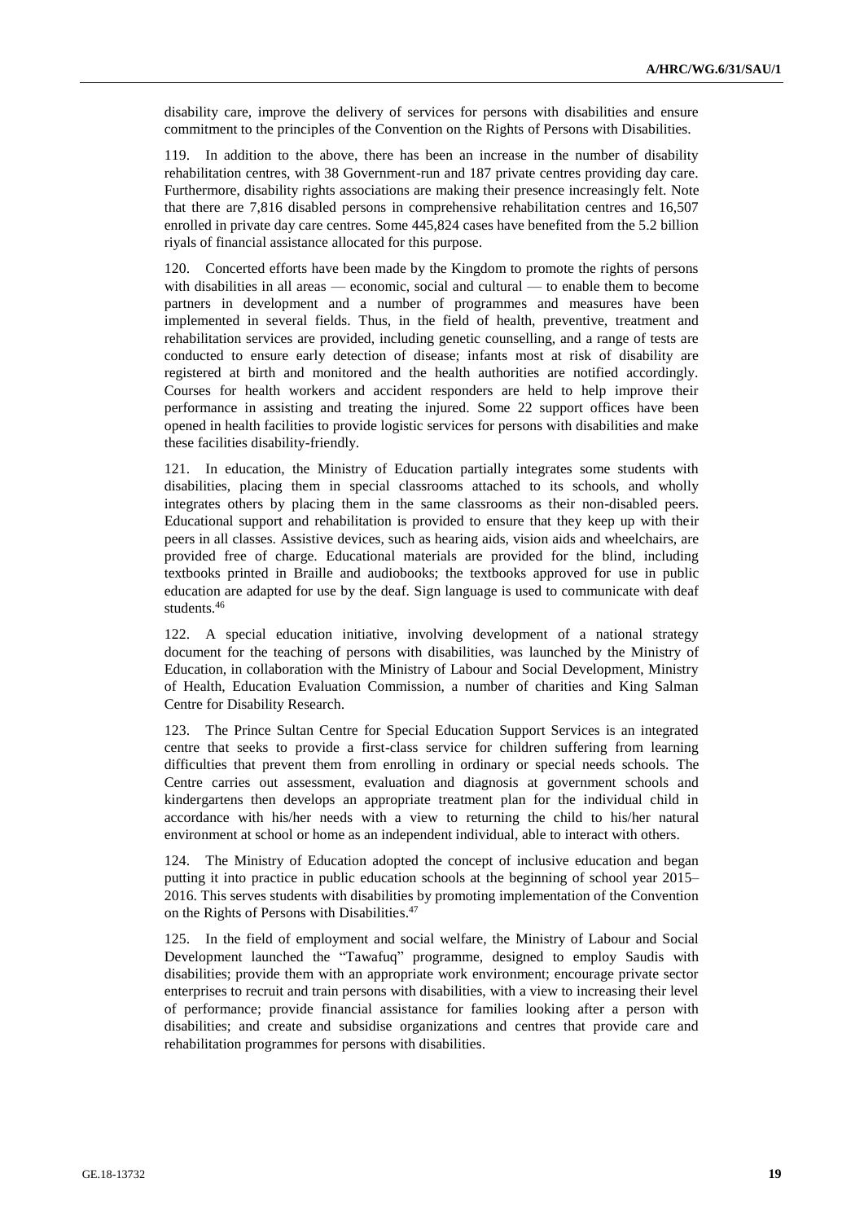disability care, improve the delivery of services for persons with disabilities and ensure commitment to the principles of the Convention on the Rights of Persons with Disabilities.

119. In addition to the above, there has been an increase in the number of disability rehabilitation centres, with 38 Government-run and 187 private centres providing day care. Furthermore, disability rights associations are making their presence increasingly felt. Note that there are 7,816 disabled persons in comprehensive rehabilitation centres and 16,507 enrolled in private day care centres. Some 445,824 cases have benefited from the 5.2 billion riyals of financial assistance allocated for this purpose.

120. Concerted efforts have been made by the Kingdom to promote the rights of persons with disabilities in all areas — economic, social and cultural — to enable them to become partners in development and a number of programmes and measures have been implemented in several fields. Thus, in the field of health, preventive, treatment and rehabilitation services are provided, including genetic counselling, and a range of tests are conducted to ensure early detection of disease; infants most at risk of disability are registered at birth and monitored and the health authorities are notified accordingly. Courses for health workers and accident responders are held to help improve their performance in assisting and treating the injured. Some 22 support offices have been opened in health facilities to provide logistic services for persons with disabilities and make these facilities disability-friendly.

121. In education, the Ministry of Education partially integrates some students with disabilities, placing them in special classrooms attached to its schools, and wholly integrates others by placing them in the same classrooms as their non-disabled peers. Educational support and rehabilitation is provided to ensure that they keep up with their peers in all classes. Assistive devices, such as hearing aids, vision aids and wheelchairs, are provided free of charge. Educational materials are provided for the blind, including textbooks printed in Braille and audiobooks; the textbooks approved for use in public education are adapted for use by the deaf. Sign language is used to communicate with deaf students.[46]

122. A special education initiative, involving development of a national strategy document for the teaching of persons with disabilities, was launched by the Ministry of Education, in collaboration with the Ministry of Labour and Social Development, Ministry of Health, Education Evaluation Commission, a number of charities and King Salman Centre for Disability Research.

123. The Prince Sultan Centre for Special Education Support Services is an integrated centre that seeks to provide a first-class service for children suffering from learning difficulties that prevent them from enrolling in ordinary or special needs schools. The Centre carries out assessment, evaluation and diagnosis at government schools and kindergartens then develops an appropriate treatment plan for the individual child in accordance with his/her needs with a view to returning the child to his/her natural environment at school or home as an independent individual, able to interact with others.

124. The Ministry of Education adopted the concept of inclusive education and began putting it into practice in public education schools at the beginning of school year 2015–2016. This serves students with disabilities by promoting implementation of the Convention on the Rights of Persons with Disabilities.[47]

125. In the field of employment and social welfare, the Ministry of Labour and Social Development launched the "Tawafuq" programme, designed to employ Saudis with disabilities; provide them with an appropriate work environment; encourage private sector enterprises to recruit and train persons with disabilities, with a view to increasing their level of performance; provide financial assistance for families looking after a person with disabilities; and create and subsidise organizations and centres that provide care and rehabilitation programmes for persons with disabilities.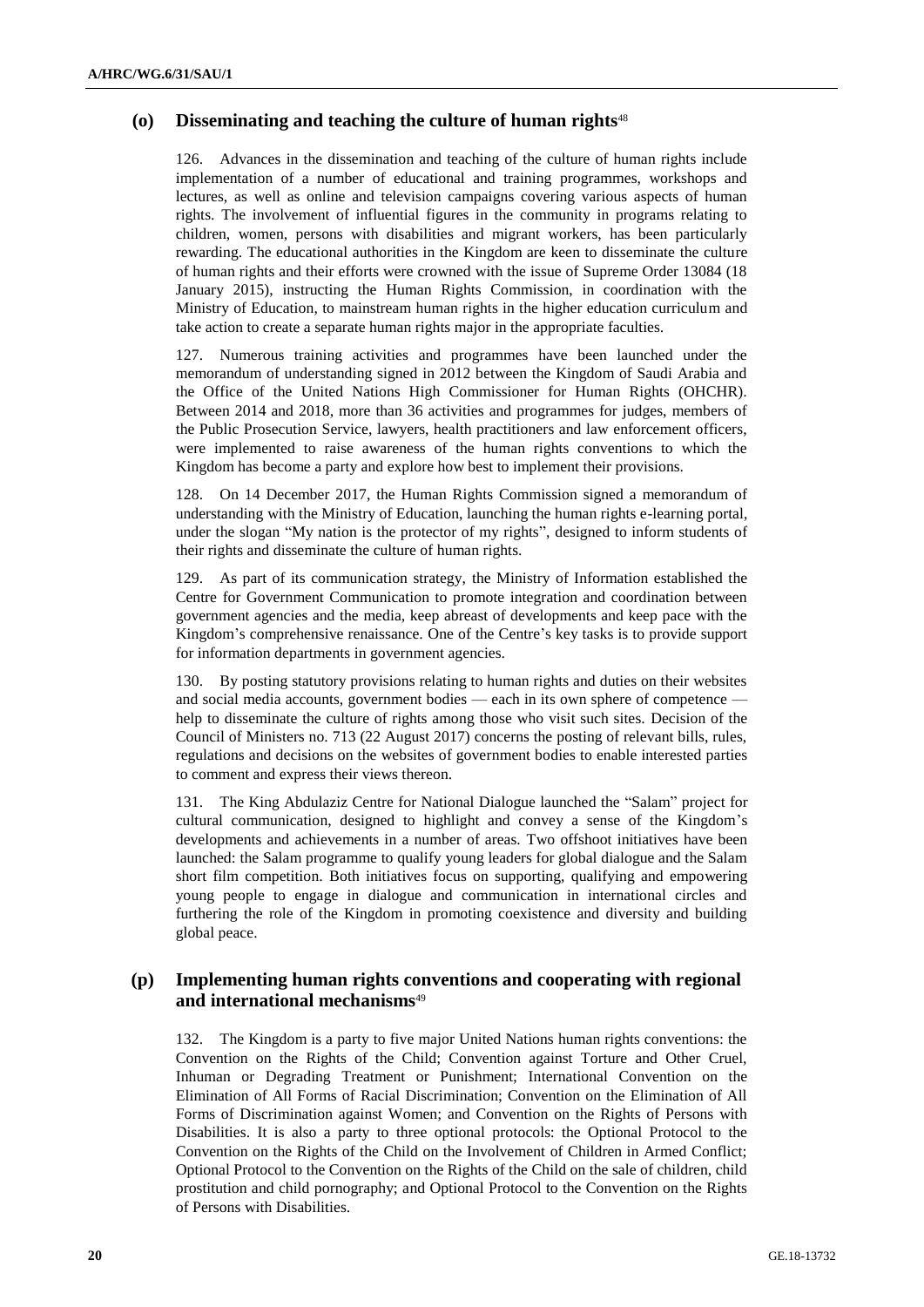## (o) Disseminating and teaching the culture of human rights[48]

126. Advances in the dissemination and teaching of the culture of human rights include implementation of a number of educational and training programmes, workshops and lectures, as well as online and television campaigns covering various aspects of human rights. The involvement of influential figures in the community in programs relating to children, women, persons with disabilities and migrant workers, has been particularly rewarding. The educational authorities in the Kingdom are keen to disseminate the culture of human rights and their efforts were crowned with the issue of Supreme Order 13084 (18 January 2015), instructing the Human Rights Commission, in coordination with the Ministry of Education, to mainstream human rights in the higher education curriculum and take action to create a separate human rights major in the appropriate faculties.

127. Numerous training activities and programmes have been launched under the memorandum of understanding signed in 2012 between the Kingdom of Saudi Arabia and the Office of the United Nations High Commissioner for Human Rights (OHCHR). Between 2014 and 2018, more than 36 activities and programmes for judges, members of the Public Prosecution Service, lawyers, health practitioners and law enforcement officers, were implemented to raise awareness of the human rights conventions to which the Kingdom has become a party and explore how best to implement their provisions.

128. On 14 December 2017, the Human Rights Commission signed a memorandum of understanding with the Ministry of Education, launching the human rights e-learning portal, under the slogan "My nation is the protector of my rights", designed to inform students of their rights and disseminate the culture of human rights.

129. As part of its communication strategy, the Ministry of Information established the Centre for Government Communication to promote integration and coordination between government agencies and the media, keep abreast of developments and keep pace with the Kingdom's comprehensive renaissance. One of the Centre's key tasks is to provide support for information departments in government agencies.

130. By posting statutory provisions relating to human rights and duties on their websites and social media accounts, government bodies — each in its own sphere of competence — help to disseminate the culture of rights among those who visit such sites. Decision of the Council of Ministers no. 713 (22 August 2017) concerns the posting of relevant bills, rules, regulations and decisions on the websites of government bodies to enable interested parties to comment and express their views thereon.

131. The King Abdulaziz Centre for National Dialogue launched the "Salam" project for cultural communication, designed to highlight and convey a sense of the Kingdom's developments and achievements in a number of areas. Two offshoot initiatives have been launched: the Salam programme to qualify young leaders for global dialogue and the Salam short film competition. Both initiatives focus on supporting, qualifying and empowering young people to engage in dialogue and communication in international circles and furthering the role of the Kingdom in promoting coexistence and diversity and building global peace.

## (p) Implementing human rights conventions and cooperating with regional and international mechanisms[49]

132. The Kingdom is a party to five major United Nations human rights conventions: the Convention on the Rights of the Child; Convention against Torture and Other Cruel, Inhuman or Degrading Treatment or Punishment; International Convention on the Elimination of All Forms of Racial Discrimination; Convention on the Elimination of All Forms of Discrimination against Women; and Convention on the Rights of Persons with Disabilities. It is also a party to three optional protocols: the Optional Protocol to the Convention on the Rights of the Child on the Involvement of Children in Armed Conflict; Optional Protocol to the Convention on the Rights of the Child on the sale of children, child prostitution and child pornography; and Optional Protocol to the Convention on the Rights of Persons with Disabilities.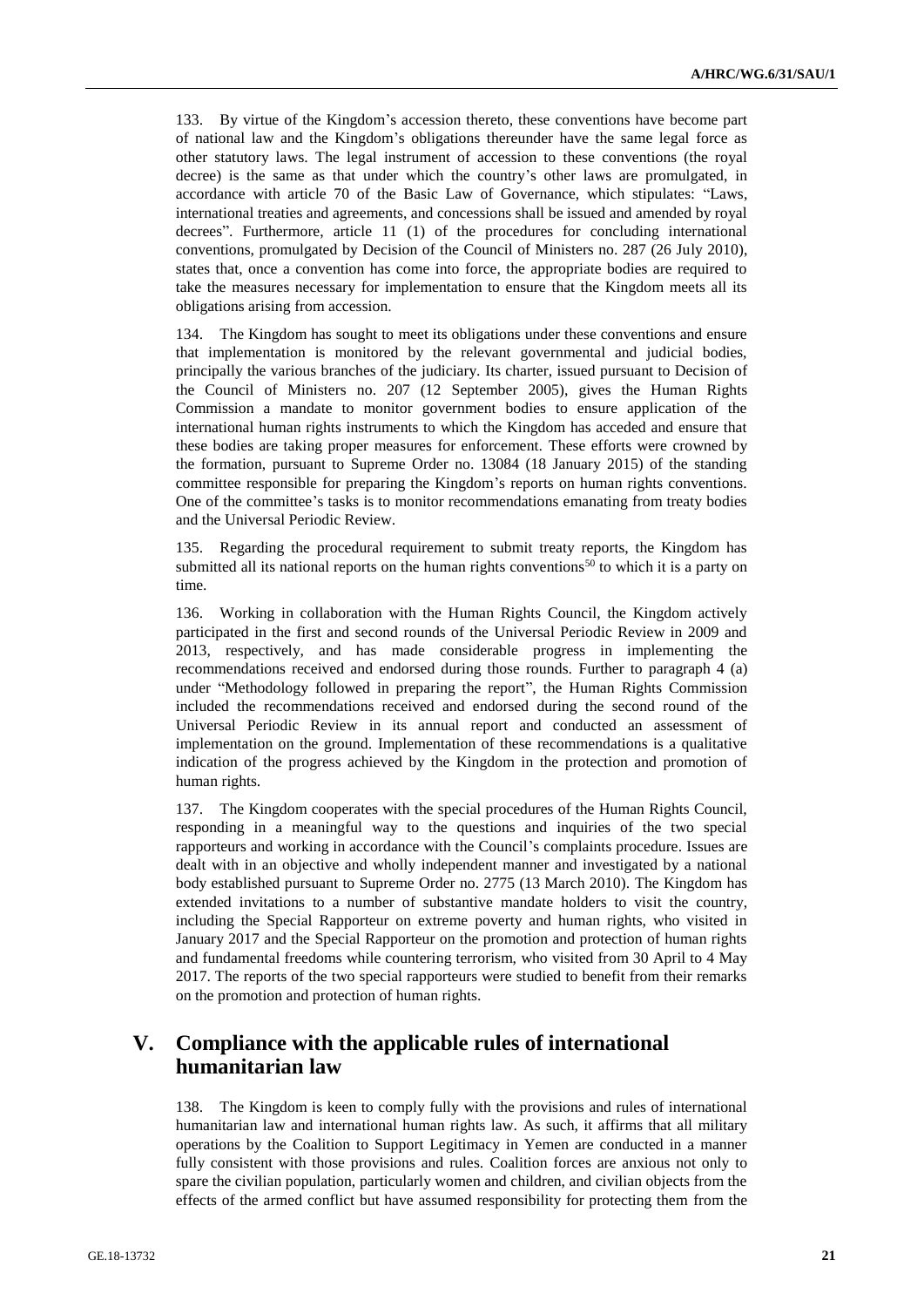133. By virtue of the Kingdom's accession thereto, these conventions have become part of national law and the Kingdom's obligations thereunder have the same legal force as other statutory laws. The legal instrument of accession to these conventions (the royal decree) is the same as that under which the country's other laws are promulgated, in accordance with article 70 of the Basic Law of Governance, which stipulates: "Laws, international treaties and agreements, and concessions shall be issued and amended by royal decrees". Furthermore, article 11 (1) of the procedures for concluding international conventions, promulgated by Decision of the Council of Ministers no. 287 (26 July 2010), states that, once a convention has come into force, the appropriate bodies are required to take the measures necessary for implementation to ensure that the Kingdom meets all its obligations arising from accession.

134. The Kingdom has sought to meet its obligations under these conventions and ensure that implementation is monitored by the relevant governmental and judicial bodies, principally the various branches of the judiciary. Its charter, issued pursuant to Decision of the Council of Ministers no. 207 (12 September 2005), gives the Human Rights Commission a mandate to monitor government bodies to ensure application of the international human rights instruments to which the Kingdom has acceded and ensure that these bodies are taking proper measures for enforcement. These efforts were crowned by the formation, pursuant to Supreme Order no. 13084 (18 January 2015) of the standing committee responsible for preparing the Kingdom's reports on human rights conventions. One of the committee's tasks is to monitor recommendations emanating from treaty bodies and the Universal Periodic Review.

135. Regarding the procedural requirement to submit treaty reports, the Kingdom has submitted all its national reports on the human rights conventions[50] to which it is a party on time.

136. Working in collaboration with the Human Rights Council, the Kingdom actively participated in the first and second rounds of the Universal Periodic Review in 2009 and 2013, respectively, and has made considerable progress in implementing the recommendations received and endorsed during those rounds. Further to paragraph 4 (a) under "Methodology followed in preparing the report", the Human Rights Commission included the recommendations received and endorsed during the second round of the Universal Periodic Review in its annual report and conducted an assessment of implementation on the ground. Implementation of these recommendations is a qualitative indication of the progress achieved by the Kingdom in the protection and promotion of human rights.

137. The Kingdom cooperates with the special procedures of the Human Rights Council, responding in a meaningful way to the questions and inquiries of the two special rapporteurs and working in accordance with the Council's complaints procedure. Issues are dealt with in an objective and wholly independent manner and investigated by a national body established pursuant to Supreme Order no. 2775 (13 March 2010). The Kingdom has extended invitations to a number of substantive mandate holders to visit the country, including the Special Rapporteur on extreme poverty and human rights, who visited in January 2017 and the Special Rapporteur on the promotion and protection of human rights and fundamental freedoms while countering terrorism, who visited from 30 April to 4 May 2017. The reports of the two special rapporteurs were studied to benefit from their remarks on the promotion and protection of human rights.

# V. Compliance with the applicable rules of international humanitarian law

138. The Kingdom is keen to comply fully with the provisions and rules of international humanitarian law and international human rights law. As such, it affirms that all military operations by the Coalition to Support Legitimacy in Yemen are conducted in a manner fully consistent with those provisions and rules. Coalition forces are anxious not only to spare the civilian population, particularly women and children, and civilian objects from the effects of the armed conflict but have assumed responsibility for protecting them from the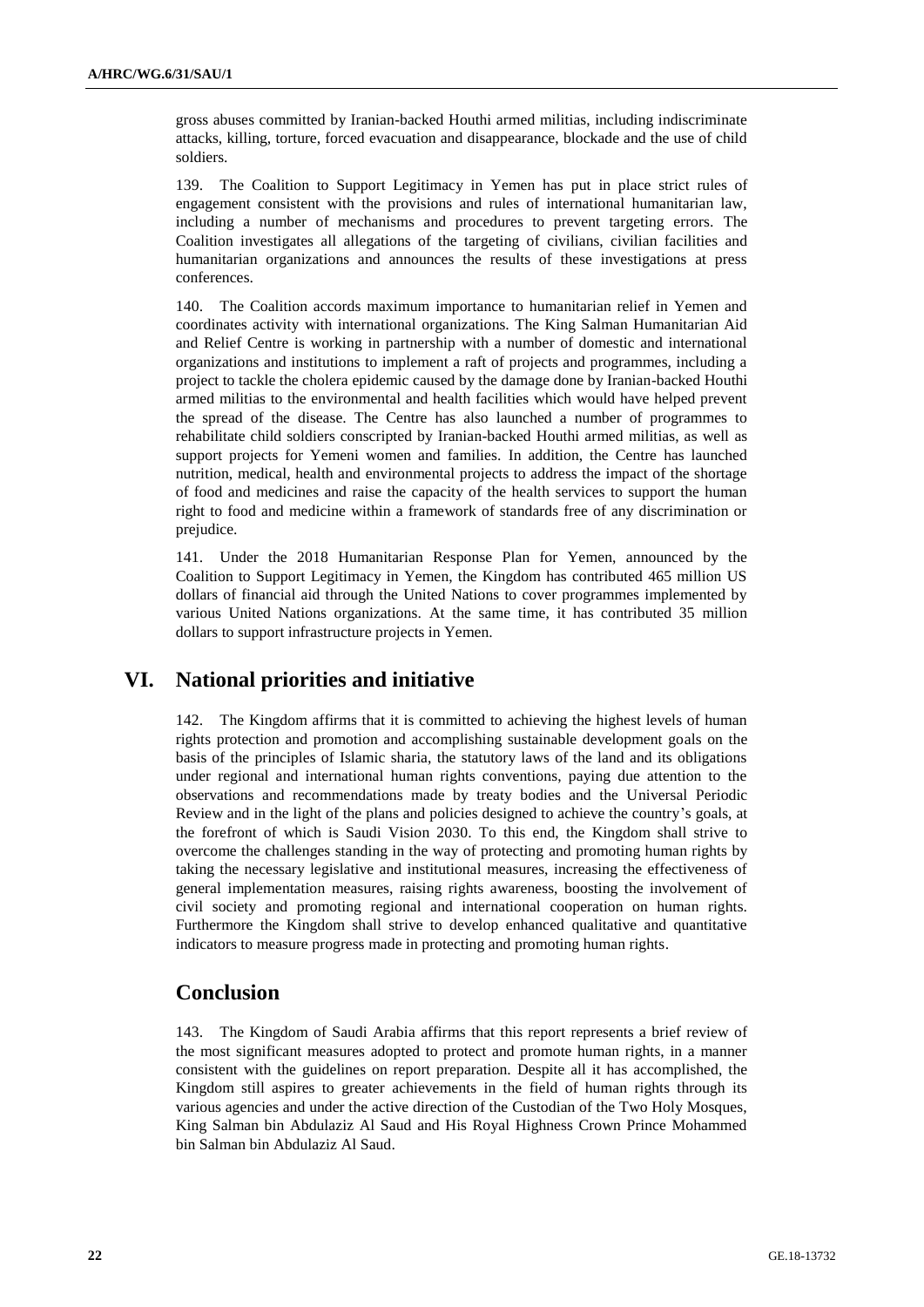gross abuses committed by Iranian-backed Houthi armed militias, including indiscriminate attacks, killing, torture, forced evacuation and disappearance, blockade and the use of child soldiers.

139. The Coalition to Support Legitimacy in Yemen has put in place strict rules of engagement consistent with the provisions and rules of international humanitarian law, including a number of mechanisms and procedures to prevent targeting errors. The Coalition investigates all allegations of the targeting of civilians, civilian facilities and humanitarian organizations and announces the results of these investigations at press conferences.

140. The Coalition accords maximum importance to humanitarian relief in Yemen and coordinates activity with international organizations. The King Salman Humanitarian Aid and Relief Centre is working in partnership with a number of domestic and international organizations and institutions to implement a raft of projects and programmes, including a project to tackle the cholera epidemic caused by the damage done by Iranian-backed Houthi armed militias to the environmental and health facilities which would have helped prevent the spread of the disease. The Centre has also launched a number of programmes to rehabilitate child soldiers conscripted by Iranian-backed Houthi armed militias, as well as support projects for Yemeni women and families. In addition, the Centre has launched nutrition, medical, health and environmental projects to address the impact of the shortage of food and medicines and raise the capacity of the health services to support the human right to food and medicine within a framework of standards free of any discrimination or prejudice.

141. Under the 2018 Humanitarian Response Plan for Yemen, announced by the Coalition to Support Legitimacy in Yemen, the Kingdom has contributed 465 million US dollars of financial aid through the United Nations to cover programmes implemented by various United Nations organizations. At the same time, it has contributed 35 million dollars to support infrastructure projects in Yemen.

# VI. National priorities and initiative

142. The Kingdom affirms that it is committed to achieving the highest levels of human rights protection and promotion and accomplishing sustainable development goals on the basis of the principles of Islamic sharia, the statutory laws of the land and its obligations under regional and international human rights conventions, paying due attention to the observations and recommendations made by treaty bodies and the Universal Periodic Review and in the light of the plans and policies designed to achieve the country's goals, at the forefront of which is Saudi Vision 2030. To this end, the Kingdom shall strive to overcome the challenges standing in the way of protecting and promoting human rights by taking the necessary legislative and institutional measures, increasing the effectiveness of general implementation measures, raising rights awareness, boosting the involvement of civil society and promoting regional and international cooperation on human rights. Furthermore the Kingdom shall strive to develop enhanced qualitative and quantitative indicators to measure progress made in protecting and promoting human rights.

# Conclusion

143. The Kingdom of Saudi Arabia affirms that this report represents a brief review of the most significant measures adopted to protect and promote human rights, in a manner consistent with the guidelines on report preparation. Despite all it has accomplished, the Kingdom still aspires to greater achievements in the field of human rights through its various agencies and under the active direction of the Custodian of the Two Holy Mosques, King Salman bin Abdulaziz Al Saud and His Royal Highness Crown Prince Mohammed bin Salman bin Abdulaziz Al Saud.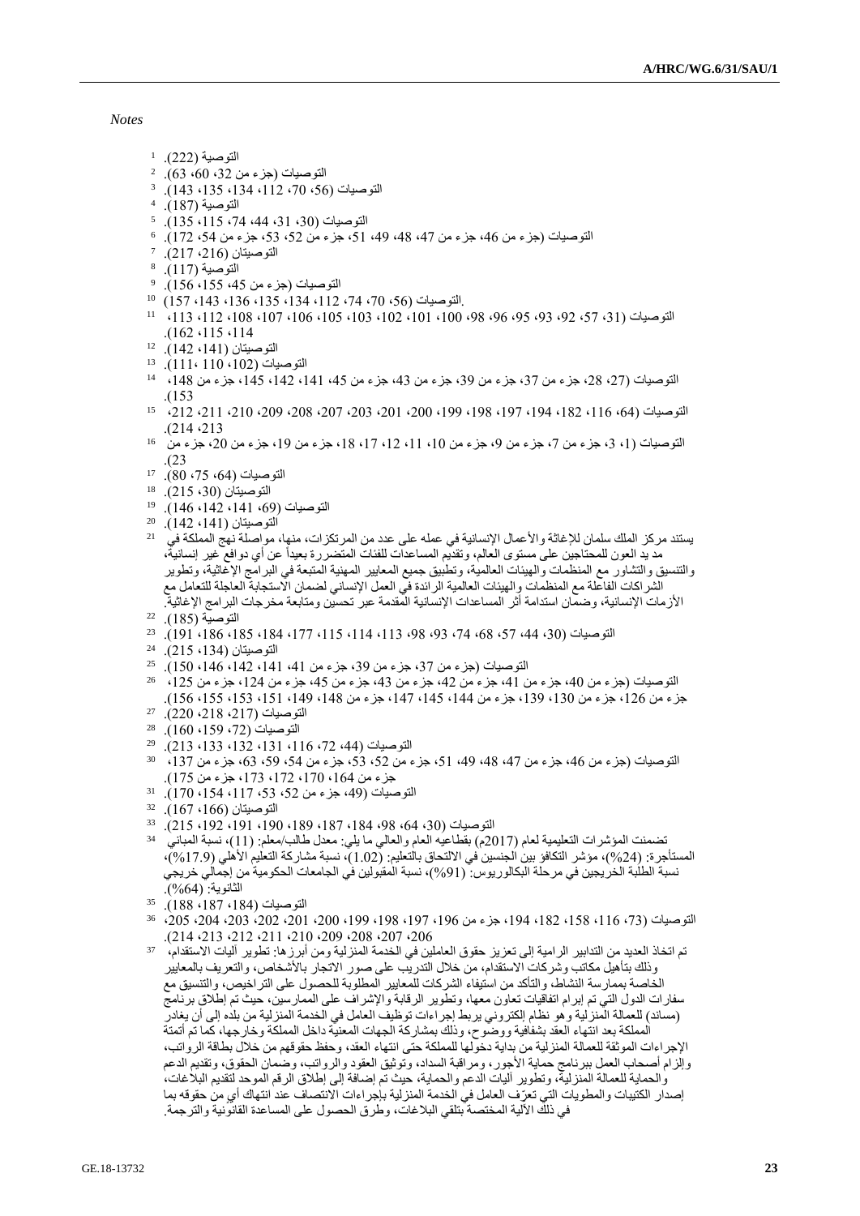*Notes*

1 التوصية (222).

2 التوصيات (جزء من 32، 60، 63).

3 التوصيات (56، 70، 112، 134، 135، 143).

4 التوصية (187).

5 التوصيات (30، 31، 44، 74، 115، 135).

6 التوصيات (جزء من 46، جزء من 47، 48، 49، 51، جزء من 52، 53، جزء من 54، 172).

7 التوصيتان (216، 217).

8 التوصية (117).

9 التوصيات (جزء من 45، 155، 156).

10 التوصيات (56، 70، 74، 112، 134، 135، 136، 143، 157).

11 التوصيات (31، 57، 92، 93، 95، 96، 98، 100، 101، 102، 103، 105، 106، 107، 108، 112، 113، 114، 115، 162).

12 التوصيتان (141، 142).

13 التوصيات (102، 110، 111).

14 التوصيات (27، 28، جزء من 37، جزء من 39، جزء من 43، جزء من 45، 141، 142، 145، جزء من 148، 153).

15 التوصيات (64، 116، 182، 194، 197، 198، 199، 200، 201، 203، 207، 208، 209، 210، 211، 212، 213، 214).

16 التوصيات (1، 3، جزء من 7، جزء من 9، جزء من 10، 11، 12، 17، 18، جزء من 19، جزء من 20، جزء من 23).

17 التوصيات (64، 75، 80).

18 التوصيتان (30، 215).

19 التوصيات (69، 141، 142، 146).

20 التوصيتان (141، 142).

21 يستند مركز الملك سلمان للإغاثة والأعمال الإنسانية في عمله على عدد من المرتكزات، منها، مواصلة نهج المملكة في مد يد العون للمحتاجين على مستوى العالم، وتقديم المساعدات للفئات المتضررة بعيداً عن أي دوافع غير إنسانية، والتنسيق والتشاور مع المنظمات والهيئات العالمية، وتطبيق جميع المعايير المهنية المتبعة في البرامج الإغاثية، وتطوير الشراكات الفاعلة مع المنظمات والهيئات العالمية الرائدة في العمل الإنساني لضمان الاستجابة العاجلة للتعامل مع الأزمات الإنسانية، وضمان استدامة أثر المساعدات الإنسانية المقدمة عبر تحسين ومتابعة مخرجات البرامج الإغاثية.

22 التوصية (185).

23 التوصيات (30، 44، 57، 68، 74، 93، 98، 113، 114، 115، 177، 184، 185، 186، 191).

24 التوصيتان (134، 215).

25 التوصيات (جزء من 37، جزء من 39، جزء من 41، 141، 142، 146، 150).

26 التوصيات (جزء من 40، جزء من 41، جزء من 42، جزء من 43، جزء من 45، جزء من 124، جزء من 125، جزء من 126، جزء من 130، 139، جزء من 144، 145، 147، جزء من 148، 149، 151، 153، 155، 156).

27 التوصيات (217، 218، 220).

28 التوصيات (72، 159، 160).

29 التوصيات (44، 72، 116، 131، 132، 133، 213).

30 التوصيات (جزء من 46، جزء من 47، 48، 49، 51، جزء من 52، 53، جزء من 54، 59، 63، جزء من 137، جزء من 164، 170، 172، 173، جزء من 175).

31 التوصيات (49، جزء من 52، 53، 117، 154، 170).

32 التوصيتان (166، 167).

33 التوصيات (30، 64، 98، 184، 187، 189، 190، 191، 192، 215).

34 تضمنت المؤشرات التعليمية لعام (2017م) بقطاعيه العام والعالي ما يلي: معدل طالب/معلم: (11)، نسبة المباني المستأجرة: (24%)، مؤشر التكافؤ بين الجنسين في الالتحاق بالتعليم: (1.02)، نسبة مشاركة التعليم الأهلي (17.9%)، نسبة الطلبة الخريجين في مرحلة البكالوريوس: (91%)، نسبة المقبولين في الجامعات الحكومية من إجمالي خريجي الثانوية: (64%).

35 التوصيات (184، 187، 188).

36 التوصيات (73، 116، 158، 182، 194، جزء من 196، 197، 198، 199، 200، 201، 202، 203، 204، 205، 206، 207، 208، 209، 210، 211، 212، 213، 214).

37 تم اتخاذ العديد من التدابير الرامية إلى تعزيز حقوق العاملين في الخدمة المنزلية ومن أبرزها: تطوير آليات الاستقدام، وذلك بتأهيل مكاتب وشركات الاستقدام، من خلال التدريب على صور الاتجار بالأشخاص، والتعريف بالمعايير الخاصة بممارسة النشاط، والتأكد من استيفاء الشركات للمعايير المطلوبة للحصول على التراخيص، والتنسيق مع سفارات الدول التي تم إبرام اتفاقيات تعاون معها، وتطوير الرقابة والإشراف على الممارسين، حيث تم إطلاق برنامج (مساند) للعمالة المنزلية وهو نظام إلكتروني يربط إجراءات توظيف العامل في الخدمة المنزلية من بلده إلى أن يغادر المملكة بعد انتهاء العقد بشفافية ووضوح، وذلك بمشاركة الجهات المعنية داخل المملكة وخارجها، كما تم أتمتة الإجراءات الموثقة للعمالة المنزلية من بداية دخولها للمملكة حتى انتهاء العقد، وحفظ حقوقهم من خلال بطاقة الرواتب، وإلزام أصحاب العمل ببرنامج حماية الأجور، ومراقبة السداد، وتوثيق العقود والرواتب، وضمان الحقوق، وتقديم الدعم والحماية للعمالة المنزلية، وتطوير آليات الدعم والحماية، حيث تم إضافة إلى إطلاق الرقم الموحد لتقديم البلاغات، إصدار الكتيبات والمطويات التي تعرّف العامل في الخدمة المنزلية بإجراءات الانتصاف عند انتهاك أي من حقوقه بما في ذلك الآلية المختصة بتلقي البلاغات، وطرق الحصول على المساعدة القانونية والترجمة.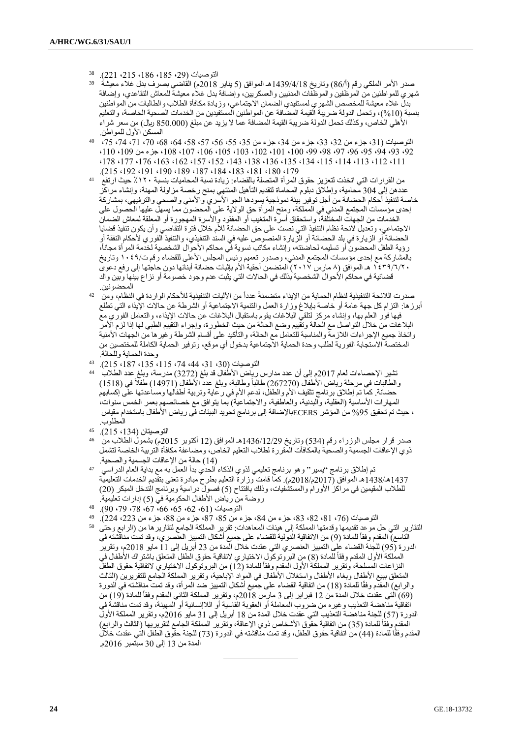[38] التوصيات (29، 185، 186، 215، 221).

[39] صدر الأمر الملكي رقم (أ/86) وتاريخ 1439/4/18هـ الموافق (5 يناير 2018م) القاضي بصرف بدل غلاء معيشة شهري للمواطنين من الموظفين والموظفات المدنيين والعسكريين، وإضافة بدل غلاء معيشة للمعاش التقاعدي، وإضافة بدل غلاء معيشة للمخصص الشهري لمستفيدي الضمان الاجتماعي، وزيادة مكافأة الطلاب والطالبات من المواطنين بنسبة (10%)، وتحمل الدولة ضريبة القيمة المضافة عن المواطنين المستفيدين من الخدمات الصحية الخاصة، والتعليم الأهلي الخاص، وكذلك تحمل الدولة ضريبة القيمة المضافة عما لا يزيد عن مبلغ (850.000 ريال) من سعر شراء المسكن الأول للمواطن.

[40] التوصيات (31، جزء من 32، 33، جزء من 34، جزء من 35، 55، 56، 57، 58، 64، 68، 70، 71، 74، 75، 92، 93، 94، 95، 96، 97، 98، 99، 100، 101، 102، 103، 105، 106، 107، 108، جزء من 109، 110، 111، 112، 113، 114، 115، 134، 135، 136، 138، 143، 152، 157، 162، 163، 176، 177، 178، 179، 180، 181، 183، 184، 187، 189، 190، 191، 192، 215).

[41] من القرارات التي اتخذت لتعزيز حقوق المرأة المتصلة بالقضاء: زيادة نسبة المحاميات بنسبة ١٢٠٪ حيث ارتفع عددهن إلى 304 محامية، وإطلاق دبلوم المحاماة لتقديم التأهيل المنتهي بمنح رخصة مزاولة المهنة، وإنشاء مراكز خاصة لتنفيذ أحكام الحضانة من أجل توفير بيئة نموذجية يسودها الجو الأسري والأمني والصحي والترفيهي، بمشاركة إحدى مؤسسات المجتمع المدني في المملكة، ومنح المرأة حق الولاية على المحضون مما يسهل عليها الحصول على الخدمات من الجهات المختلفة، واستحقاق أسرة المتغيب أو المفقود والأسرة المهجورة أو المعلقة لمعاش الضمان الاجتماعي، وتعديل لائحة نظام التنفيذ التي نصت على حق الحضانة للأم خلال فترة التقاضي وأن يكون تنفيذ قضايا الحضانة أو الزيارة في بلد الحضانة أو الزيارة المنصوص عليه في السند التنفيذي، والتنفيذ الفوري لأحكام النفقة أو رؤية الطفل المحضون أو تسليمه لحاضنته، وإنشاء مكاتب نسوية في محاكم الأحوال الشخصية لخدمة المرأة مجاناً، بالمشاركة مع إحدى مؤسسات المجتمع المدني، وصدور تعميم رئيس المجلس الأعلى للقضاء رقم ت/١٠٤٩ وتاريخ ١٤٣٩/٦/٢٠ هـ الموافق (٨ مارس ٢٠١٧) المتضمن أحقية الأم بإثبات حضانة أبنائها دون حاجتها إلى رفع دعوى قضائية في محاكم الأحوال الشخصية بذلك في الحالات التي يثبت عدم وجود خصومة أو نزاع بينها وبين والد المحضونين.

[42] صدرت اللائحة التنفيذية لنظام الحماية من الإيذاء متضمنةً عدداً من الآليات التنفيذية للأحكام الواردة في النظام، ومن أبرزها: التزام كل جهة عامة أو خاصة بإبلاغ وزارة العمل والتنمية الاجتماعية أو الشرطة عن حالات الإيذاء التي تطلع فيها فور العلم بها، وإنشاء مركز لتلقي البلاغات يقوم باستقبال البلاغات عن حالات الإيذاء، والتعامل الفوري مع البلاغات من خلال التواصل مع الحالة وتقييم وضع الحالة من حيث الخطورة، وإجراء التقييم الطبي لها إذا لزم الأمر واتخاذ جميع الإجراءات اللازمة والمناسبة للتعامل مع الحالة، والتأكيد على أقسام الشرطة وغيرها من الجهات الأمنية المختصة الاستجابة الفورية لطلب وحدة الحماية الاجتماعية بدخول أي موقع، وتوفير الحماية الكاملة للمختصين من وحدة الحماية وللحالة.

[43] التوصيات (30، 31، 44، 74، 115، 135، 187، 215).

[44] تشير الإحصاءات لعام 2017م إلى أن عدد مدارس رياض الأطفال قد بلغ (3272) مدرسة، وبلغ عدد الطلاب والطالبات في مرحلة رياض الأطفال (267270) طالباً وطالبة، وبلغ عدد الأطفال (14971) طفلاً في (1518) حضانة. كما تم إطلاق برنامج تثقيف الأم والطفل، لدعم الأم في رعاية وتربية أطفالها ومساعدتها على إكسابهم المهارات الأساسية (العقلية، والبدنية، والعاطفية، والاجتماعية) بما يتوافق مع خصائصهم بعمر الخمس سنوات، بالإضافة إلى برنامج تجويد البيئات في رياض الأطفال باستخدام مقياس ECERS، حيث تم تحقيق 95% من المؤشر المطلوب.

[45] التوصيتان (134، 215).

[46] صدر قرار مجلس الوزراء رقم (534) وتاريخ 1436/12/29هـ الموافق (12 أكتوبر 2015م) بشمول الطلاب من ذوي الإعاقات الجسمية والصحية بالمكافآت المقررة لطلاب التعليم الخاص، ومضاعفة مكافأة التربية الخاصة لتشمل (14) حالة من الإعاقات الجسمية والصحية.

[47] تم إطلاق برنامج "يسير" وهو برنامج تعليمي لذوي الذكاء الحدي بدأ العمل به مع بداية العام الدراسي 1437هـ/1438هـ الموافق (2017م/2018م). كما قامت وزارة التعليم بطرح مبادرة تعنى بتقديم الخدمات التعليمية للطلاب المقيمين في مراكز الأورام والمستشفيات، وذلك بافتتاح (5) فصول دراسية وبرنامج التدخل المبكر (20) روضة من رياض الأطفال الحكومية في (5) إدارات تعليمية.

[48] التوصيات (61، 62، 65، 66، 67، 78، 79، 90).

[49] التوصيات (76، 81، 82، 83، جزء من 84، جزء من 85، 87، جزء من 88، جزء من 223، 224).

[50] التقارير التي حل موعد تقديمها وقدمتها المملكة إلى هيئات المعاهدات: تقرير المملكة الجامع لتقاريرها من (الرابع وحتى التاسع) المقدم وفقاً للمادة (9) من الاتفاقية الدولية للقضاء على جميع أشكال التمييز العنصري، وقد تمت مناقشته في الدورة (95) للجنة القضاء على التمييز العنصري التي عقدت خلال المدة من 23 أبريل إلى 11 مايو 2018م، وتقرير المملكة الأول المقدم وفقاً للمادة (8) من البروتوكول الاختياري لاتفاقية حقوق الطفل المتعلق باشتراك الأطفال في النزاعات المسلحة، وتقرير المملكة الأول المقدم وفقاً للمادة (12) من البروتوكول الاختياري لاتفاقية حقوق الطفل المتعلق ببيع الأطفال وبغاء الأطفال واستغلال الأطفال في المواد الإباحية، وتقرير المملكة الجامع للتقريرين (الثالث والرابع) المقدم وفقاً للمادة (18) من اتفاقية القضاء على جميع أشكال التمييز ضد المرأة، وقد تمت مناقشته في الدورة (69) التي عقدت خلال المدة من 12 فبراير إلى 3 مارس 2018م، وتقرير المملكة الثاني المقدم وفقاً للمادة (19) من اتفاقية مناهضة التعذيب وغيره من ضروب المعاملة أو العقوبة القاسية أو اللاإنسانية أو المهينة، وقد تمت مناقشة في الدورة (57) للجنة مناهضة التعذيب التي عقدت خلال المدة من 18 أبريل إلى 31 مايو 2016م، وتقرير المملكة الأول المقدم وفقاً للمادة (35) من اتفاقية حقوق الأشخاص ذوي الإعاقة، وتقرير المملكة الجامع لتقريريها (الثالث والرابع) المقدم وفقاً للمادة (44) من اتفاقية حقوق الطفل، وقد تمت مناقشته في الدورة (73) للجنة حقوق الطفل التي عقدت خلال المدة من 13 إلى 30 سبتمبر 2016م.